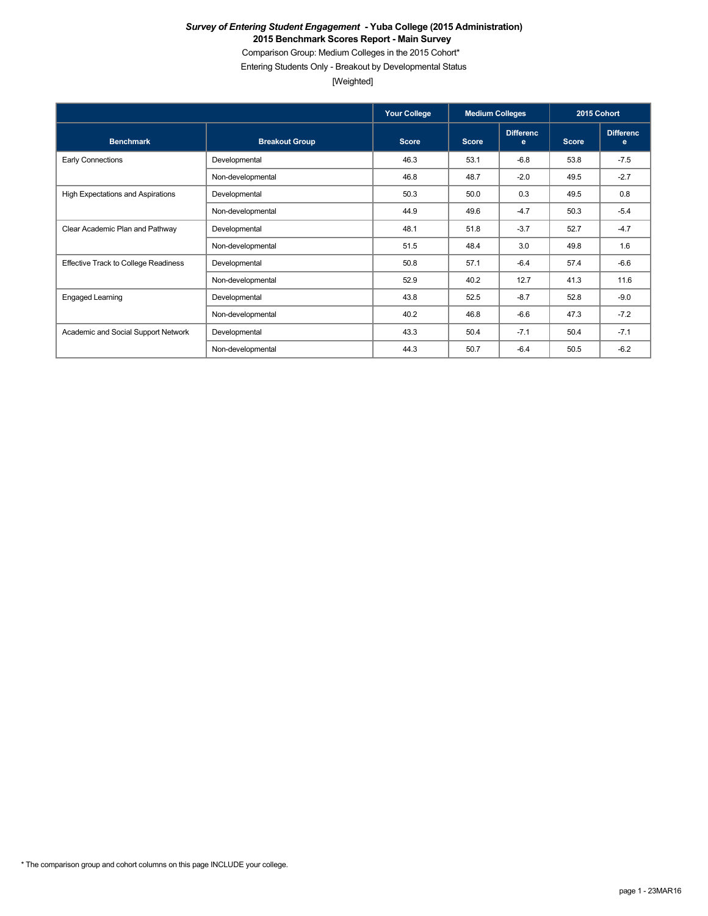***Survey of Entering Student Engagement*** **- Yuba College (2015 Administration)**

**2015 Benchmark Scores Report - Main Survey**

Comparison Group: Medium Colleges in the 2015 Cohort*

Entering Students Only - Breakout by Developmental Status

[Weighted]

| | | Your College | Medium Colleges | | 2015 Cohort | |
|---|---|---|---|---|---|---|
| **Benchmark** | **Breakout Group** | **Score** | **Score** | **Difference** | **Score** | **Difference** |
| Early Connections | Developmental | 46.3 | 53.1 | -6.8 | 53.8 | -7.5 |
| | Non-developmental | 46.8 | 48.7 | -2.0 | 49.5 | -2.7 |
| High Expectations and Aspirations | Developmental | 50.3 | 50.0 | 0.3 | 49.5 | 0.8 |
| | Non-developmental | 44.9 | 49.6 | -4.7 | 50.3 | -5.4 |
| Clear Academic Plan and Pathway | Developmental | 48.1 | 51.8 | -3.7 | 52.7 | -4.7 |
| | Non-developmental | 51.5 | 48.4 | 3.0 | 49.8 | 1.6 |
| Effective Track to College Readiness | Developmental | 50.8 | 57.1 | -6.4 | 57.4 | -6.6 |
| | Non-developmental | 52.9 | 40.2 | 12.7 | 41.3 | 11.6 |
| Engaged Learning | Developmental | 43.8 | 52.5 | -8.7 | 52.8 | -9.0 |
| | Non-developmental | 40.2 | 46.8 | -6.6 | 47.3 | -7.2 |
| Academic and Social Support Network | Developmental | 43.3 | 50.4 | -7.1 | 50.4 | -7.1 |
| | Non-developmental | 44.3 | 50.7 | -6.4 | 50.5 | -6.2 |

* The comparison group and cohort columns on this page INCLUDE your college.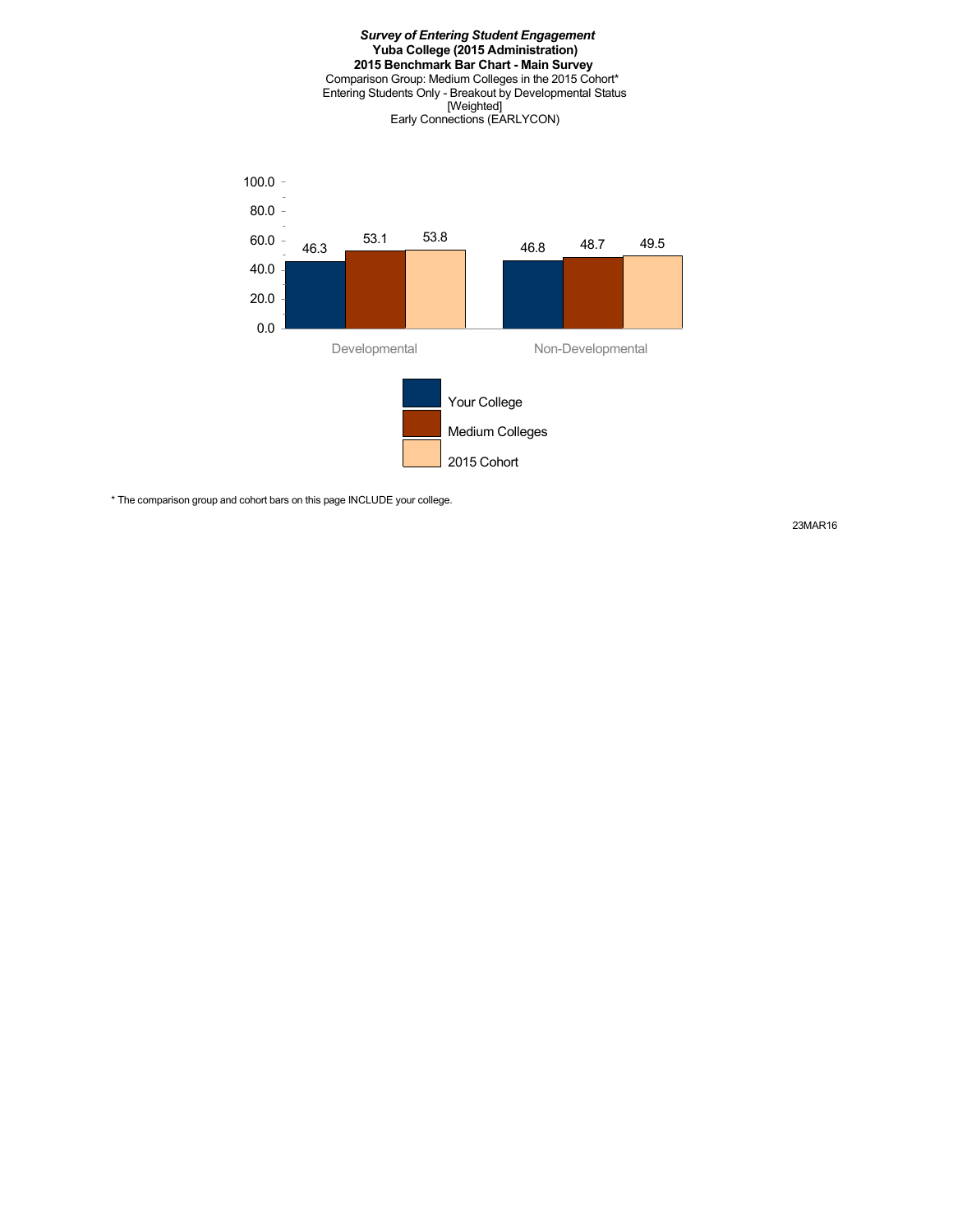***Survey of Entering Student Engagement***
**Yuba College (2015 Administration)**
**2015 Benchmark Bar Chart - Main Survey**
Comparison Group: Medium Colleges in the 2015 Cohort*
Entering Students Only - Breakout by Developmental Status
[Weighted]
Early Connections (EARLYCON)

| | Your College | Medium Colleges | 2015 Cohort |
|---|---|---|---|
| Developmental | 46.3 | 53.1 | 53.8 |
| Non-Developmental | 46.8 | 48.7 | 49.5 |

\* The comparison group and cohort bars on this page INCLUDE your college.

23MAR16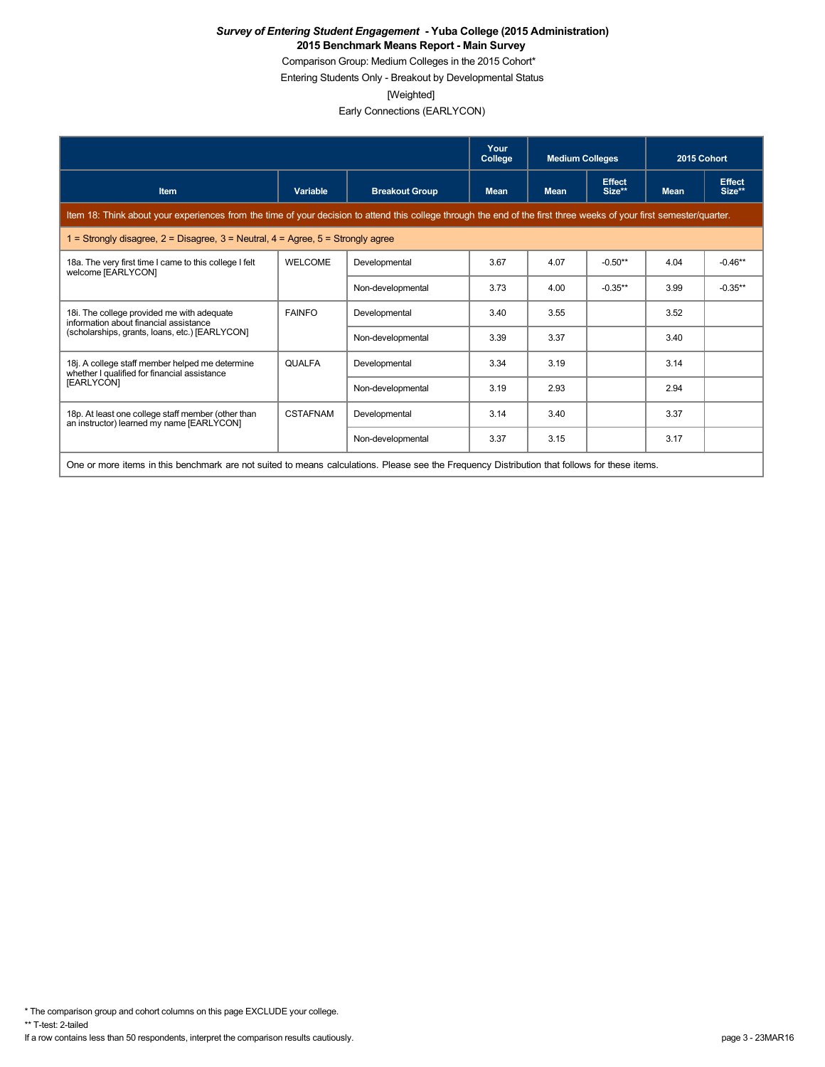***Survey of Entering Student Engagement* - Yuba College (2015 Administration)**

**2015 Benchmark Means Report - Main Survey**

Comparison Group: Medium Colleges in the 2015 Cohort*

Entering Students Only - Breakout by Developmental Status

[Weighted]

Early Connections (EARLYCON)

| | | | Your College | Medium Colleges | | 2015 Cohort | |
|---|---|---|---|---|---|---|---|
| **Item** | **Variable** | **Breakout Group** | **Mean** | **Mean** | **Effect Size**** | **Mean** | **Effect Size**** |
| Item 18: Think about your experiences from the time of your decision to attend this college through the end of the first three weeks of your first semester/quarter. | | | | | | | |
| 1 = Strongly disagree, 2 = Disagree, 3 = Neutral, 4 = Agree, 5 = Strongly agree | | | | | | | |
| 18a. The very first time I came to this college I felt welcome [EARLYCON] | WELCOME | Developmental | 3.67 | 4.07 | -0.50** | 4.04 | -0.46** |
| | | Non-developmental | 3.73 | 4.00 | -0.35** | 3.99 | -0.35** |
| 18i. The college provided me with adequate information about financial assistance (scholarships, grants, loans, etc.) [EARLYCON] | FAINFO | Developmental | 3.40 | 3.55 | | 3.52 | |
| | | Non-developmental | 3.39 | 3.37 | | 3.40 | |
| 18j. A college staff member helped me determine whether I qualified for financial assistance [EARLYCON] | QUALFA | Developmental | 3.34 | 3.19 | | 3.14 | |
| | | Non-developmental | 3.19 | 2.93 | | 2.94 | |
| 18p. At least one college staff member (other than an instructor) learned my name [EARLYCON] | CSTAFNAM | Developmental | 3.14 | 3.40 | | 3.37 | |
| | | Non-developmental | 3.37 | 3.15 | | 3.17 | |

One or more items in this benchmark are not suited to means calculations. Please see the Frequency Distribution that follows for these items.

* The comparison group and cohort columns on this page EXCLUDE your college.

** T-test: 2-tailed

If a row contains less than 50 respondents, interpret the comparison results cautiously.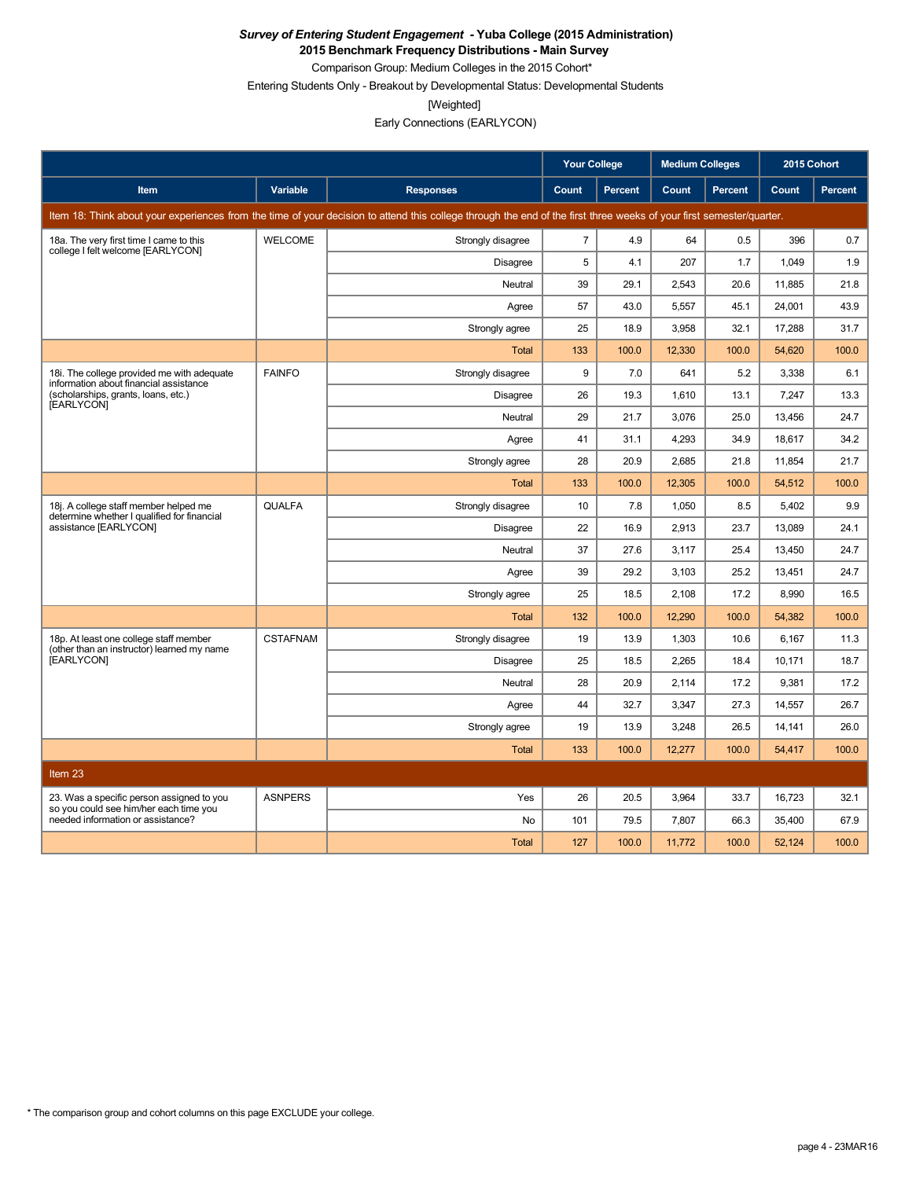***Survey of Entering Student Engagement* - Yuba College (2015 Administration)**

**2015 Benchmark Frequency Distributions - Main Survey**

Comparison Group: Medium Colleges in the 2015 Cohort*

Entering Students Only - Breakout by Developmental Status: Developmental Students

[Weighted]

Early Connections (EARLYCON)

| | | | Your College | | Medium Colleges | | 2015 Cohort | |
|---|---|---|---|---|---|---|---|---|
| Item | Variable | Responses | Count | Percent | Count | Percent | Count | Percent |
| Item 18: Think about your experiences from the time of your decision to attend this college through the end of the first three weeks of your first semester/quarter. | | | | | | | | |
| 18a. The very first time I came to this college I felt welcome [EARLYCON] | WELCOME | Strongly disagree | 7 | 4.9 | 64 | 0.5 | 396 | 0.7 |
| | | Disagree | 5 | 4.1 | 207 | 1.7 | 1,049 | 1.9 |
| | | Neutral | 39 | 29.1 | 2,543 | 20.6 | 11,885 | 21.8 |
| | | Agree | 57 | 43.0 | 5,557 | 45.1 | 24,001 | 43.9 |
| | | Strongly agree | 25 | 18.9 | 3,958 | 32.1 | 17,288 | 31.7 |
| | | Total | 133 | 100.0 | 12,330 | 100.0 | 54,620 | 100.0 |
| 18i. The college provided me with adequate information about financial assistance (scholarships, grants, loans, etc.) [EARLYCON] | FAINFO | Strongly disagree | 9 | 7.0 | 641 | 5.2 | 3,338 | 6.1 |
| | | Disagree | 26 | 19.3 | 1,610 | 13.1 | 7,247 | 13.3 |
| | | Neutral | 29 | 21.7 | 3,076 | 25.0 | 13,456 | 24.7 |
| | | Agree | 41 | 31.1 | 4,293 | 34.9 | 18,617 | 34.2 |
| | | Strongly agree | 28 | 20.9 | 2,685 | 21.8 | 11,854 | 21.7 |
| | | Total | 133 | 100.0 | 12,305 | 100.0 | 54,512 | 100.0 |
| 18j. A college staff member helped me determine whether I qualified for financial assistance [EARLYCON] | QUALFA | Strongly disagree | 10 | 7.8 | 1,050 | 8.5 | 5,402 | 9.9 |
| | | Disagree | 22 | 16.9 | 2,913 | 23.7 | 13,089 | 24.1 |
| | | Neutral | 37 | 27.6 | 3,117 | 25.4 | 13,450 | 24.7 |
| | | Agree | 39 | 29.2 | 3,103 | 25.2 | 13,451 | 24.7 |
| | | Strongly agree | 25 | 18.5 | 2,108 | 17.2 | 8,990 | 16.5 |
| | | Total | 132 | 100.0 | 12,290 | 100.0 | 54,382 | 100.0 |
| 18p. At least one college staff member (other than an instructor) learned my name [EARLYCON] | CSTAFNAM | Strongly disagree | 19 | 13.9 | 1,303 | 10.6 | 6,167 | 11.3 |
| | | Disagree | 25 | 18.5 | 2,265 | 18.4 | 10,171 | 18.7 |
| | | Neutral | 28 | 20.9 | 2,114 | 17.2 | 9,381 | 17.2 |
| | | Agree | 44 | 32.7 | 3,347 | 27.3 | 14,557 | 26.7 |
| | | Strongly agree | 19 | 13.9 | 3,248 | 26.5 | 14,141 | 26.0 |
| | | Total | 133 | 100.0 | 12,277 | 100.0 | 54,417 | 100.0 |
| Item 23 | | | | | | | | |
| 23. Was a specific person assigned to you so you could see him/her each time you needed information or assistance? | ASNPERS | Yes | 26 | 20.5 | 3,964 | 33.7 | 16,723 | 32.1 |
| | | No | 101 | 79.5 | 7,807 | 66.3 | 35,400 | 67.9 |
| | | Total | 127 | 100.0 | 11,772 | 100.0 | 52,124 | 100.0 |

* The comparison group and cohort columns on this page EXCLUDE your college.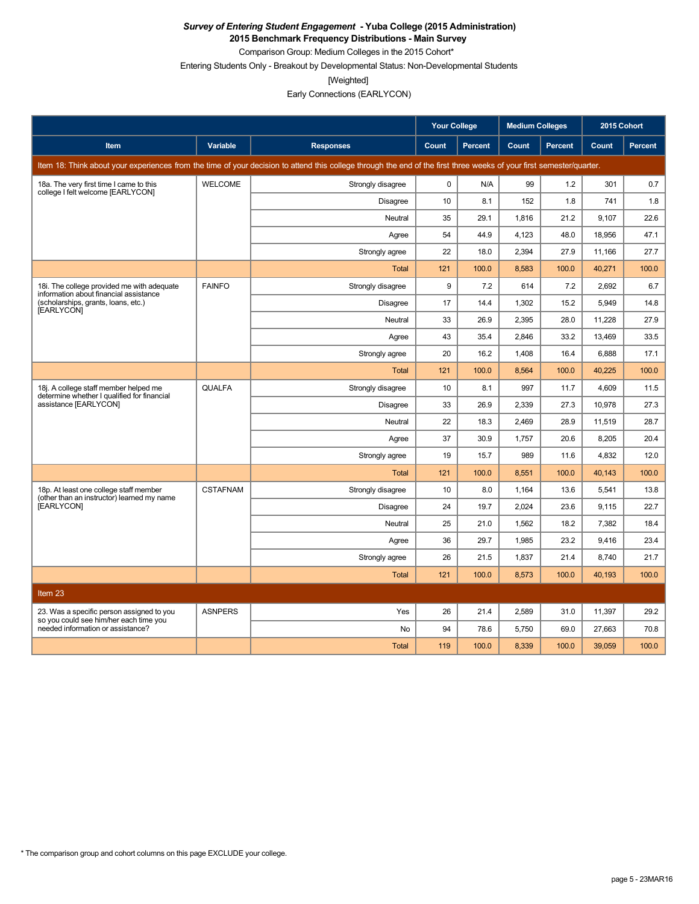***Survey of Entering Student Engagement* - Yuba College (2015 Administration)**
**2015 Benchmark Frequency Distributions - Main Survey**

Comparison Group: Medium Colleges in the 2015 Cohort*

Entering Students Only - Breakout by Developmental Status: Non-Developmental Students

[Weighted]

Early Connections (EARLYCON)

| | | | Your College | | Medium Colleges | | 2015 Cohort | |
|---|---|---|---|---|---|---|---|---|
| **Item** | **Variable** | **Responses** | **Count** | **Percent** | **Count** | **Percent** | **Count** | **Percent** |
| Item 18: Think about your experiences from the time of your decision to attend this college through the end of the first three weeks of your first semester/quarter. | | | | | | | | |
| 18a. The very first time I came to this college I felt welcome [EARLYCON] | WELCOME | Strongly disagree | 0 | N/A | 99 | 1.2 | 301 | 0.7 |
| | | Disagree | 10 | 8.1 | 152 | 1.8 | 741 | 1.8 |
| | | Neutral | 35 | 29.1 | 1,816 | 21.2 | 9,107 | 22.6 |
| | | Agree | 54 | 44.9 | 4,123 | 48.0 | 18,956 | 47.1 |
| | | Strongly agree | 22 | 18.0 | 2,394 | 27.9 | 11,166 | 27.7 |
| | | Total | 121 | 100.0 | 8,583 | 100.0 | 40,271 | 100.0 |
| 18i. The college provided me with adequate information about financial assistance (scholarships, grants, loans, etc.) [EARLYCON] | FAINFO | Strongly disagree | 9 | 7.2 | 614 | 7.2 | 2,692 | 6.7 |
| | | Disagree | 17 | 14.4 | 1,302 | 15.2 | 5,949 | 14.8 |
| | | Neutral | 33 | 26.9 | 2,395 | 28.0 | 11,228 | 27.9 |
| | | Agree | 43 | 35.4 | 2,846 | 33.2 | 13,469 | 33.5 |
| | | Strongly agree | 20 | 16.2 | 1,408 | 16.4 | 6,888 | 17.1 |
| | | Total | 121 | 100.0 | 8,564 | 100.0 | 40,225 | 100.0 |
| 18j. A college staff member helped me determine whether I qualified for financial assistance [EARLYCON] | QUALFA | Strongly disagree | 10 | 8.1 | 997 | 11.7 | 4,609 | 11.5 |
| | | Disagree | 33 | 26.9 | 2,339 | 27.3 | 10,978 | 27.3 |
| | | Neutral | 22 | 18.3 | 2,469 | 28.9 | 11,519 | 28.7 |
| | | Agree | 37 | 30.9 | 1,757 | 20.6 | 8,205 | 20.4 |
| | | Strongly agree | 19 | 15.7 | 989 | 11.6 | 4,832 | 12.0 |
| | | Total | 121 | 100.0 | 8,551 | 100.0 | 40,143 | 100.0 |
| 18p. At least one college staff member (other than an instructor) learned my name [EARLYCON] | CSTAFNAM | Strongly disagree | 10 | 8.0 | 1,164 | 13.6 | 5,541 | 13.8 |
| | | Disagree | 24 | 19.7 | 2,024 | 23.6 | 9,115 | 22.7 |
| | | Neutral | 25 | 21.0 | 1,562 | 18.2 | 7,382 | 18.4 |
| | | Agree | 36 | 29.7 | 1,985 | 23.2 | 9,416 | 23.4 |
| | | Strongly agree | 26 | 21.5 | 1,837 | 21.4 | 8,740 | 21.7 |
| | | Total | 121 | 100.0 | 8,573 | 100.0 | 40,193 | 100.0 |
| Item 23 | | | | | | | | |
| 23. Was a specific person assigned to you so you could see him/her each time you needed information or assistance? | ASNPERS | Yes | 26 | 21.4 | 2,589 | 31.0 | 11,397 | 29.2 |
| | | No | 94 | 78.6 | 5,750 | 69.0 | 27,663 | 70.8 |
| | | Total | 119 | 100.0 | 8,339 | 100.0 | 39,059 | 100.0 |

\* The comparison group and cohort columns on this page EXCLUDE your college.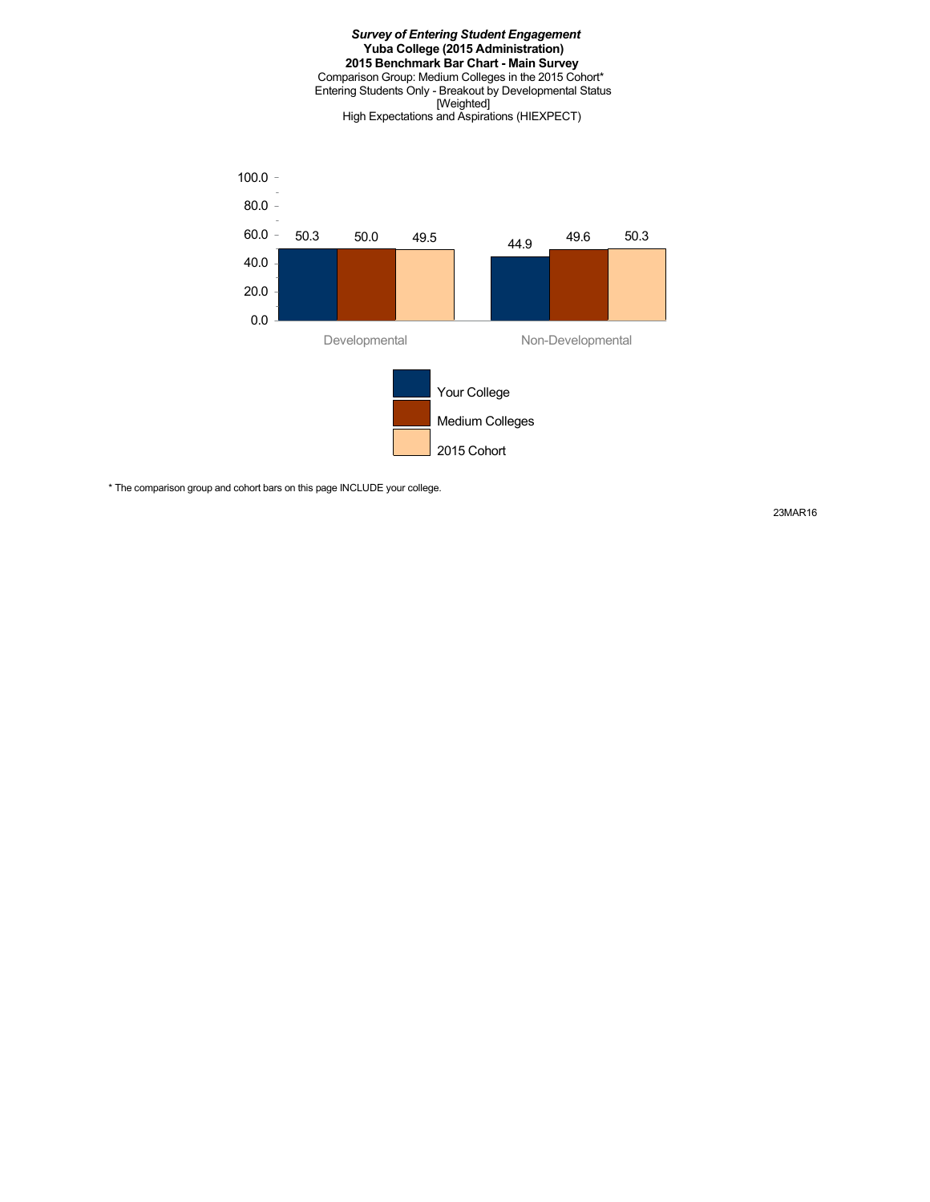***Survey of Entering Student Engagement***
**Yuba College (2015 Administration)**
**2015 Benchmark Bar Chart - Main Survey**
Comparison Group: Medium Colleges in the 2015 Cohort*
Entering Students Only - Breakout by Developmental Status
[Weighted]
High Expectations and Aspirations (HIEXPECT)

| | Your College | Medium Colleges | 2015 Cohort |
|---|---|---|---|
| Developmental | 50.3 | 50.0 | 49.5 |
| Non-Developmental | 44.9 | 49.6 | 50.3 |

* The comparison group and cohort bars on this page INCLUDE your college.

23MAR16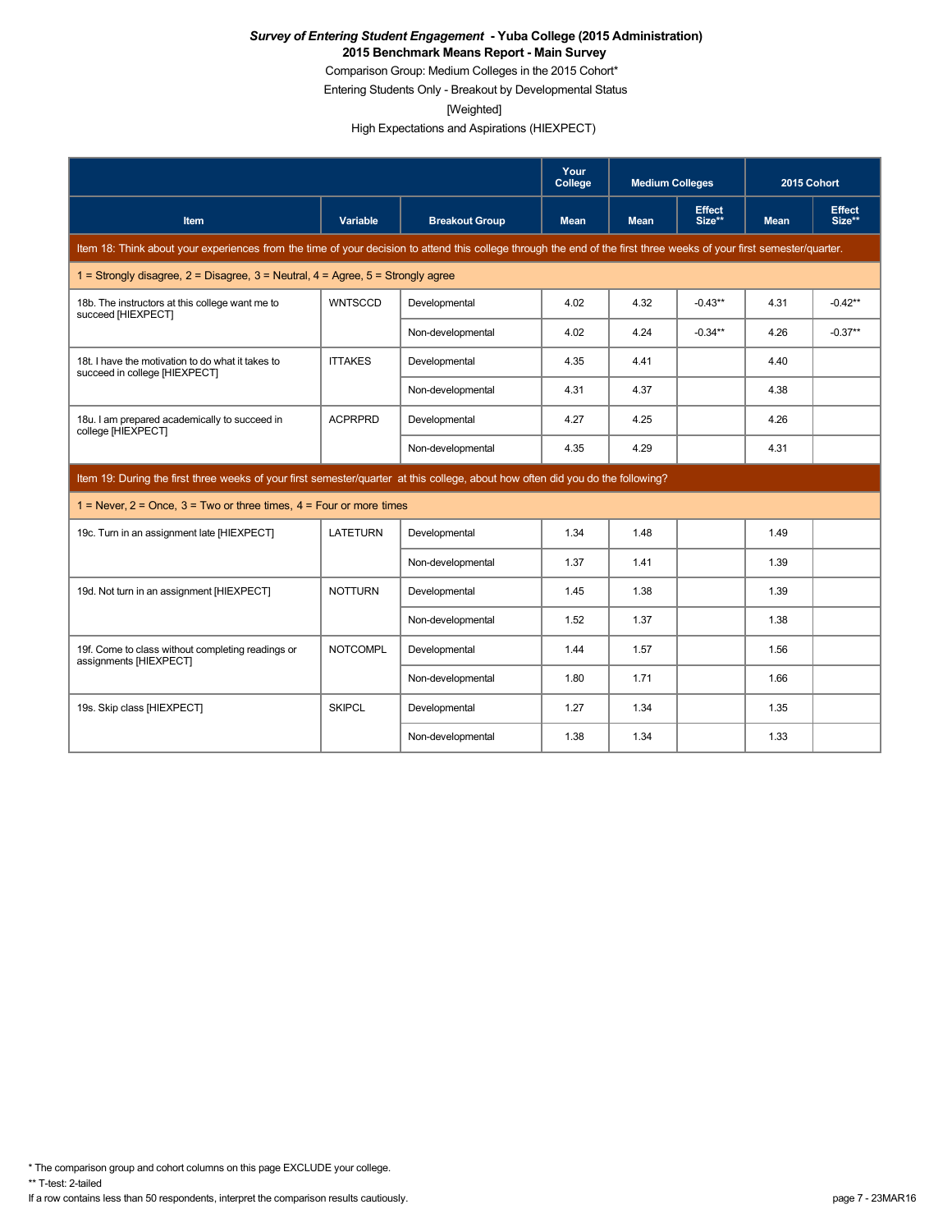***Survey of Entering Student Engagement* - Yuba College (2015 Administration)**

**2015 Benchmark Means Report - Main Survey**

Comparison Group: Medium Colleges in the 2015 Cohort*

Entering Students Only - Breakout by Developmental Status

[Weighted]

High Expectations and Aspirations (HIEXPECT)

| | | | Your College | Medium Colleges | | 2015 Cohort | |
|---|---|---|---|---|---|---|---|
| Item | Variable | Breakout Group | Mean | Mean | Effect Size** | Mean | Effect Size** |
| Item 18: Think about your experiences from the time of your decision to attend this college through the end of the first three weeks of your first semester/quarter. | | | | | | | |
| 1 = Strongly disagree, 2 = Disagree, 3 = Neutral, 4 = Agree, 5 = Strongly agree | | | | | | | |
| 18b. The instructors at this college want me to succeed [HIEXPECT] | WNTSCCD | Developmental | 4.02 | 4.32 | -0.43** | 4.31 | -0.42** |
| | | Non-developmental | 4.02 | 4.24 | -0.34** | 4.26 | -0.37** |
| 18t. I have the motivation to do what it takes to succeed in college [HIEXPECT] | ITTAKES | Developmental | 4.35 | 4.41 | | 4.40 | |
| | | Non-developmental | 4.31 | 4.37 | | 4.38 | |
| 18u. I am prepared academically to succeed in college [HIEXPECT] | ACPRPRD | Developmental | 4.27 | 4.25 | | 4.26 | |
| | | Non-developmental | 4.35 | 4.29 | | 4.31 | |
| Item 19: During the first three weeks of your first semester/quarter at this college, about how often did you do the following? | | | | | | | |
| 1 = Never, 2 = Once, 3 = Two or three times, 4 = Four or more times | | | | | | | |
| 19c. Turn in an assignment late [HIEXPECT] | LATETURN | Developmental | 1.34 | 1.48 | | 1.49 | |
| | | Non-developmental | 1.37 | 1.41 | | 1.39 | |
| 19d. Not turn in an assignment [HIEXPECT] | NOTTURN | Developmental | 1.45 | 1.38 | | 1.39 | |
| | | Non-developmental | 1.52 | 1.37 | | 1.38 | |
| 19f. Come to class without completing readings or assignments [HIEXPECT] | NOTCOMPL | Developmental | 1.44 | 1.57 | | 1.56 | |
| | | Non-developmental | 1.80 | 1.71 | | 1.66 | |
| 19s. Skip class [HIEXPECT] | SKIPCL | Developmental | 1.27 | 1.34 | | 1.35 | |
| | | Non-developmental | 1.38 | 1.34 | | 1.33 | |

* The comparison group and cohort columns on this page EXCLUDE your college.

** T-test: 2-tailed

If a row contains less than 50 respondents, interpret the comparison results cautiously.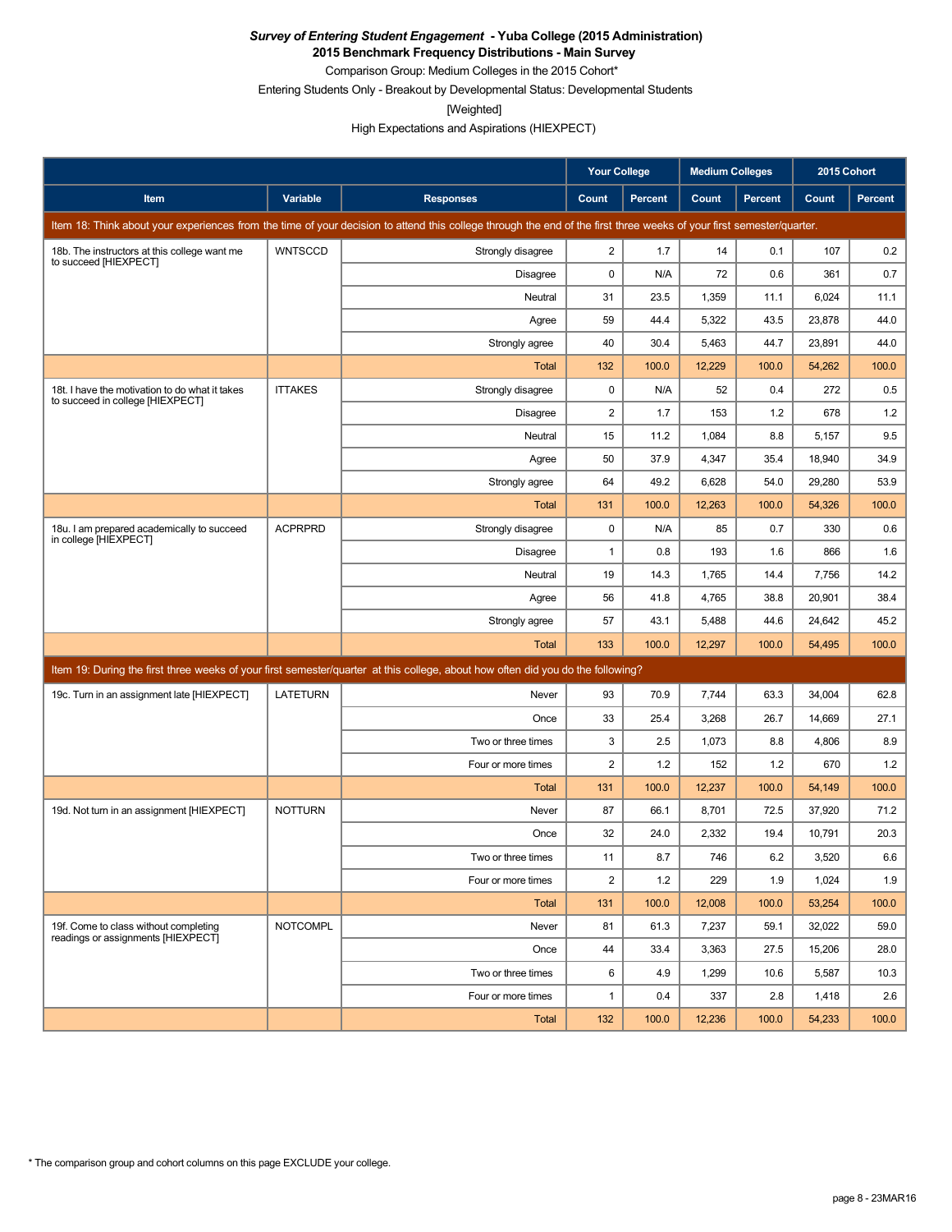***Survey of Entering Student Engagement* - Yuba College (2015 Administration)**
**2015 Benchmark Frequency Distributions - Main Survey**

Comparison Group: Medium Colleges in the 2015 Cohort*

Entering Students Only - Breakout by Developmental Status: Developmental Students

[Weighted]

High Expectations and Aspirations (HIEXPECT)

| Item | Variable | Responses | Your College | | Medium Colleges | | 2015 Cohort | |
|---|---|---|---|---|---|---|---|---|
| | | | Count | Percent | Count | Percent | Count | Percent |
| Item 18: Think about your experiences from the time of your decision to attend this college through the end of the first three weeks of your first semester/quarter. | | | | | | | | |
| 18b. The instructors at this college want me to succeed [HIEXPECT] | WNTSCCD | Strongly disagree | 2 | 1.7 | 14 | 0.1 | 107 | 0.2 |
| | | Disagree | 0 | N/A | 72 | 0.6 | 361 | 0.7 |
| | | Neutral | 31 | 23.5 | 1,359 | 11.1 | 6,024 | 11.1 |
| | | Agree | 59 | 44.4 | 5,322 | 43.5 | 23,878 | 44.0 |
| | | Strongly agree | 40 | 30.4 | 5,463 | 44.7 | 23,891 | 44.0 |
| | | Total | 132 | 100.0 | 12,229 | 100.0 | 54,262 | 100.0 |
| 18t. I have the motivation to do what it takes to succeed in college [HIEXPECT] | ITTAKES | Strongly disagree | 0 | N/A | 52 | 0.4 | 272 | 0.5 |
| | | Disagree | 2 | 1.7 | 153 | 1.2 | 678 | 1.2 |
| | | Neutral | 15 | 11.2 | 1,084 | 8.8 | 5,157 | 9.5 |
| | | Agree | 50 | 37.9 | 4,347 | 35.4 | 18,940 | 34.9 |
| | | Strongly agree | 64 | 49.2 | 6,628 | 54.0 | 29,280 | 53.9 |
| | | Total | 131 | 100.0 | 12,263 | 100.0 | 54,326 | 100.0 |
| 18u. I am prepared academically to succeed in college [HIEXPECT] | ACPRPRD | Strongly disagree | 0 | N/A | 85 | 0.7 | 330 | 0.6 |
| | | Disagree | 1 | 0.8 | 193 | 1.6 | 866 | 1.6 |
| | | Neutral | 19 | 14.3 | 1,765 | 14.4 | 7,756 | 14.2 |
| | | Agree | 56 | 41.8 | 4,765 | 38.8 | 20,901 | 38.4 |
| | | Strongly agree | 57 | 43.1 | 5,488 | 44.6 | 24,642 | 45.2 |
| | | Total | 133 | 100.0 | 12,297 | 100.0 | 54,495 | 100.0 |
| Item 19: During the first three weeks of your first semester/quarter at this college, about how often did you do the following? | | | | | | | | |
| 19c. Turn in an assignment late [HIEXPECT] | LATETURN | Never | 93 | 70.9 | 7,744 | 63.3 | 34,004 | 62.8 |
| | | Once | 33 | 25.4 | 3,268 | 26.7 | 14,669 | 27.1 |
| | | Two or three times | 3 | 2.5 | 1,073 | 8.8 | 4,806 | 8.9 |
| | | Four or more times | 2 | 1.2 | 152 | 1.2 | 670 | 1.2 |
| | | Total | 131 | 100.0 | 12,237 | 100.0 | 54,149 | 100.0 |
| 19d. Not turn in an assignment [HIEXPECT] | NOTTURN | Never | 87 | 66.1 | 8,701 | 72.5 | 37,920 | 71.2 |
| | | Once | 32 | 24.0 | 2,332 | 19.4 | 10,791 | 20.3 |
| | | Two or three times | 11 | 8.7 | 746 | 6.2 | 3,520 | 6.6 |
| | | Four or more times | 2 | 1.2 | 229 | 1.9 | 1,024 | 1.9 |
| | | Total | 131 | 100.0 | 12,008 | 100.0 | 53,254 | 100.0 |
| 19f. Come to class without completing readings or assignments [HIEXPECT] | NOTCOMPL | Never | 81 | 61.3 | 7,237 | 59.1 | 32,022 | 59.0 |
| | | Once | 44 | 33.4 | 3,363 | 27.5 | 15,206 | 28.0 |
| | | Two or three times | 6 | 4.9 | 1,299 | 10.6 | 5,587 | 10.3 |
| | | Four or more times | 1 | 0.4 | 337 | 2.8 | 1,418 | 2.6 |
| | | Total | 132 | 100.0 | 12,236 | 100.0 | 54,233 | 100.0 |

* The comparison group and cohort columns on this page EXCLUDE your college.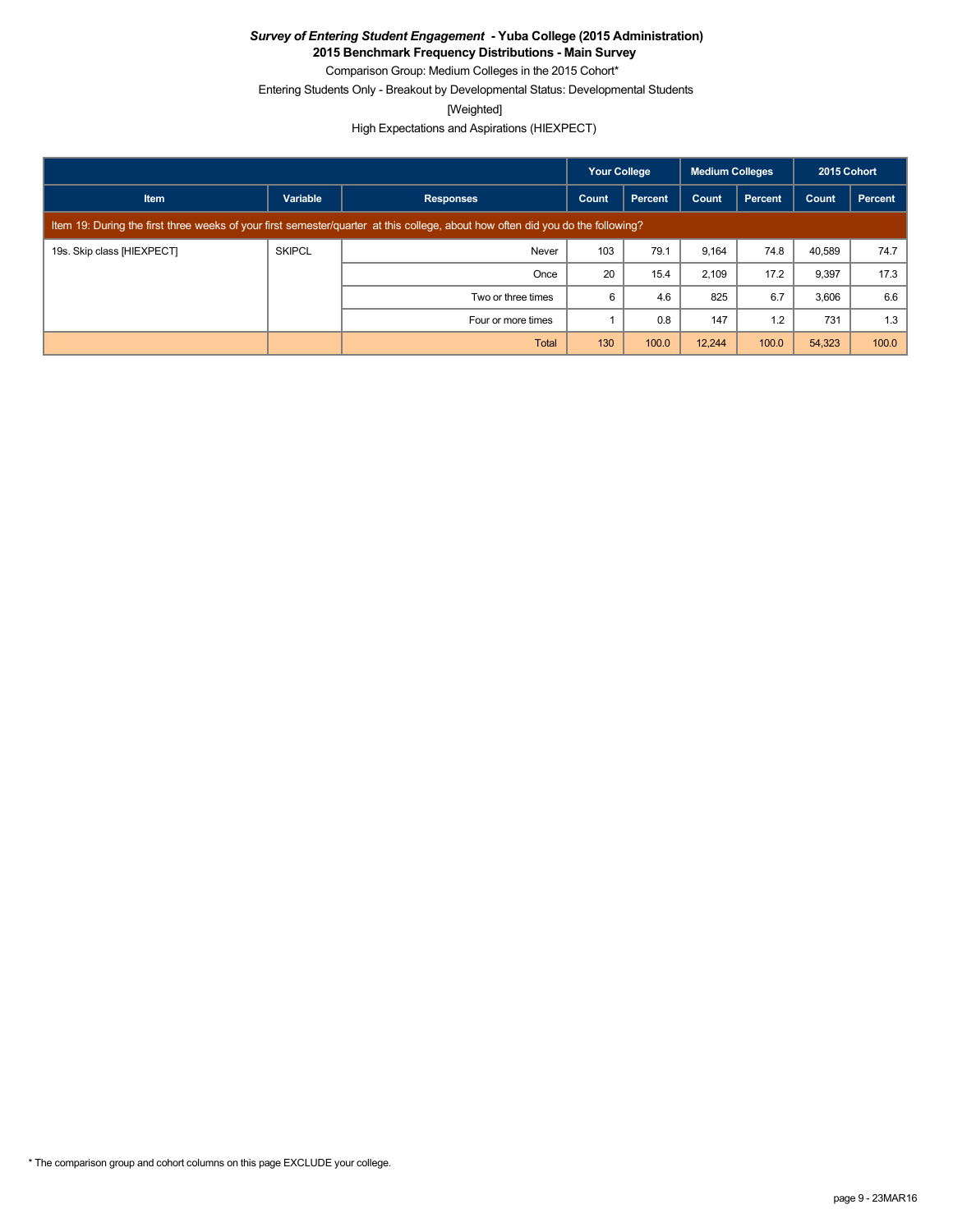***Survey of Entering Student Engagement* - Yuba College (2015 Administration)**

**2015 Benchmark Frequency Distributions - Main Survey**

Comparison Group: Medium Colleges in the 2015 Cohort*

Entering Students Only - Breakout by Developmental Status: Developmental Students

[Weighted]

High Expectations and Aspirations (HIEXPECT)

| | | | Your College | | Medium Colleges | | 2015 Cohort | |
|---|---|---|---|---|---|---|---|---|
| Item | Variable | Responses | Count | Percent | Count | Percent | Count | Percent |
| Item 19: During the first three weeks of your first semester/quarter at this college, about how often did you do the following? | | | | | | | | |
| 19s. Skip class [HIEXPECT] | SKIPCL | Never | 103 | 79.1 | 9,164 | 74.8 | 40,589 | 74.7 |
| | | Once | 20 | 15.4 | 2,109 | 17.2 | 9,397 | 17.3 |
| | | Two or three times | 6 | 4.6 | 825 | 6.7 | 3,606 | 6.6 |
| | | Four or more times | 1 | 0.8 | 147 | 1.2 | 731 | 1.3 |
| | | Total | 130 | 100.0 | 12,244 | 100.0 | 54,323 | 100.0 |

* The comparison group and cohort columns on this page EXCLUDE your college.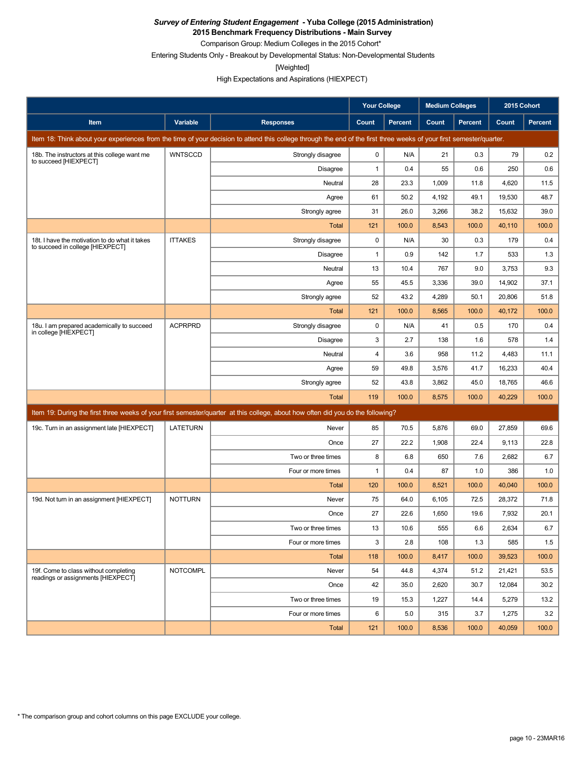***Survey of Entering Student Engagement* - Yuba College (2015 Administration)**
**2015 Benchmark Frequency Distributions - Main Survey**
Comparison Group: Medium Colleges in the 2015 Cohort*
Entering Students Only - Breakout by Developmental Status: Non-Developmental Students
[Weighted]
High Expectations and Aspirations (HIEXPECT)

| | | | Your College | | Medium Colleges | | 2015 Cohort | |
|---|---|---|---|---|---|---|---|---|
| Item | Variable | Responses | Count | Percent | Count | Percent | Count | Percent |
| Item 18: Think about your experiences from the time of your decision to attend this college through the end of the first three weeks of your first semester/quarter. | | | | | | | | |
| 18b. The instructors at this college want me to succeed [HIEXPECT] | WNTSCCD | Strongly disagree | 0 | N/A | 21 | 0.3 | 79 | 0.2 |
| | | Disagree | 1 | 0.4 | 55 | 0.6 | 250 | 0.6 |
| | | Neutral | 28 | 23.3 | 1,009 | 11.8 | 4,620 | 11.5 |
| | | Agree | 61 | 50.2 | 4,192 | 49.1 | 19,530 | 48.7 |
| | | Strongly agree | 31 | 26.0 | 3,266 | 38.2 | 15,632 | 39.0 |
| | | Total | 121 | 100.0 | 8,543 | 100.0 | 40,110 | 100.0 |
| 18t. I have the motivation to do what it takes to succeed in college [HIEXPECT] | ITTAKES | Strongly disagree | 0 | N/A | 30 | 0.3 | 179 | 0.4 |
| | | Disagree | 1 | 0.9 | 142 | 1.7 | 533 | 1.3 |
| | | Neutral | 13 | 10.4 | 767 | 9.0 | 3,753 | 9.3 |
| | | Agree | 55 | 45.5 | 3,336 | 39.0 | 14,902 | 37.1 |
| | | Strongly agree | 52 | 43.2 | 4,289 | 50.1 | 20,806 | 51.8 |
| | | Total | 121 | 100.0 | 8,565 | 100.0 | 40,172 | 100.0 |
| 18u. I am prepared academically to succeed in college [HIEXPECT] | ACPRPRD | Strongly disagree | 0 | N/A | 41 | 0.5 | 170 | 0.4 |
| | | Disagree | 3 | 2.7 | 138 | 1.6 | 578 | 1.4 |
| | | Neutral | 4 | 3.6 | 958 | 11.2 | 4,483 | 11.1 |
| | | Agree | 59 | 49.8 | 3,576 | 41.7 | 16,233 | 40.4 |
| | | Strongly agree | 52 | 43.8 | 3,862 | 45.0 | 18,765 | 46.6 |
| | | Total | 119 | 100.0 | 8,575 | 100.0 | 40,229 | 100.0 |
| Item 19: During the first three weeks of your first semester/quarter at this college, about how often did you do the following? | | | | | | | | |
| 19c. Turn in an assignment late [HIEXPECT] | LATETURN | Never | 85 | 70.5 | 5,876 | 69.0 | 27,859 | 69.6 |
| | | Once | 27 | 22.2 | 1,908 | 22.4 | 9,113 | 22.8 |
| | | Two or three times | 8 | 6.8 | 650 | 7.6 | 2,682 | 6.7 |
| | | Four or more times | 1 | 0.4 | 87 | 1.0 | 386 | 1.0 |
| | | Total | 120 | 100.0 | 8,521 | 100.0 | 40,040 | 100.0 |
| 19d. Not turn in an assignment [HIEXPECT] | NOTTURN | Never | 75 | 64.0 | 6,105 | 72.5 | 28,372 | 71.8 |
| | | Once | 27 | 22.6 | 1,650 | 19.6 | 7,932 | 20.1 |
| | | Two or three times | 13 | 10.6 | 555 | 6.6 | 2,634 | 6.7 |
| | | Four or more times | 3 | 2.8 | 108 | 1.3 | 585 | 1.5 |
| | | Total | 118 | 100.0 | 8,417 | 100.0 | 39,523 | 100.0 |
| 19f. Come to class without completing readings or assignments [HIEXPECT] | NOTCOMPL | Never | 54 | 44.8 | 4,374 | 51.2 | 21,421 | 53.5 |
| | | Once | 42 | 35.0 | 2,620 | 30.7 | 12,084 | 30.2 |
| | | Two or three times | 19 | 15.3 | 1,227 | 14.4 | 5,279 | 13.2 |
| | | Four or more times | 6 | 5.0 | 315 | 3.7 | 1,275 | 3.2 |
| | | Total | 121 | 100.0 | 8,536 | 100.0 | 40,059 | 100.0 |

* The comparison group and cohort columns on this page EXCLUDE your college.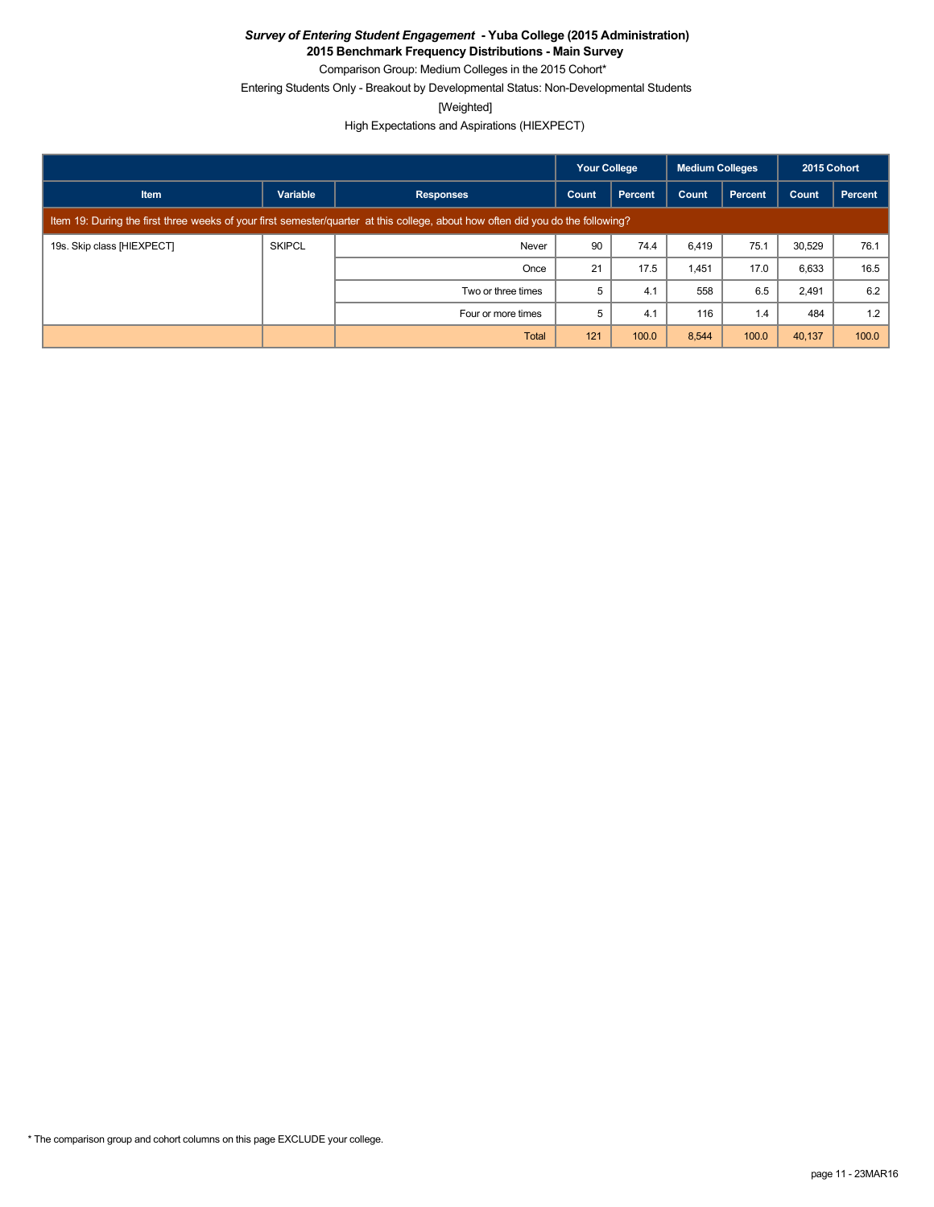***Survey of Entering Student Engagement* - Yuba College (2015 Administration)**
**2015 Benchmark Frequency Distributions - Main Survey**

Comparison Group: Medium Colleges in the 2015 Cohort*

Entering Students Only - Breakout by Developmental Status: Non-Developmental Students

[Weighted]

High Expectations and Aspirations (HIEXPECT)

| | | | Your College | | Medium Colleges | | 2015 Cohort | |
|---|---|---|---|---|---|---|---|---|
| Item | Variable | Responses | Count | Percent | Count | Percent | Count | Percent |
| Item 19: During the first three weeks of your first semester/quarter at this college, about how often did you do the following? | | | | | | | | |
| 19s. Skip class [HIEXPECT] | SKIPCL | Never | 90 | 74.4 | 6,419 | 75.1 | 30,529 | 76.1 |
| | | Once | 21 | 17.5 | 1,451 | 17.0 | 6,633 | 16.5 |
| | | Two or three times | 5 | 4.1 | 558 | 6.5 | 2,491 | 6.2 |
| | | Four or more times | 5 | 4.1 | 116 | 1.4 | 484 | 1.2 |
| | | Total | 121 | 100.0 | 8,544 | 100.0 | 40,137 | 100.0 |

* The comparison group and cohort columns on this page EXCLUDE your college.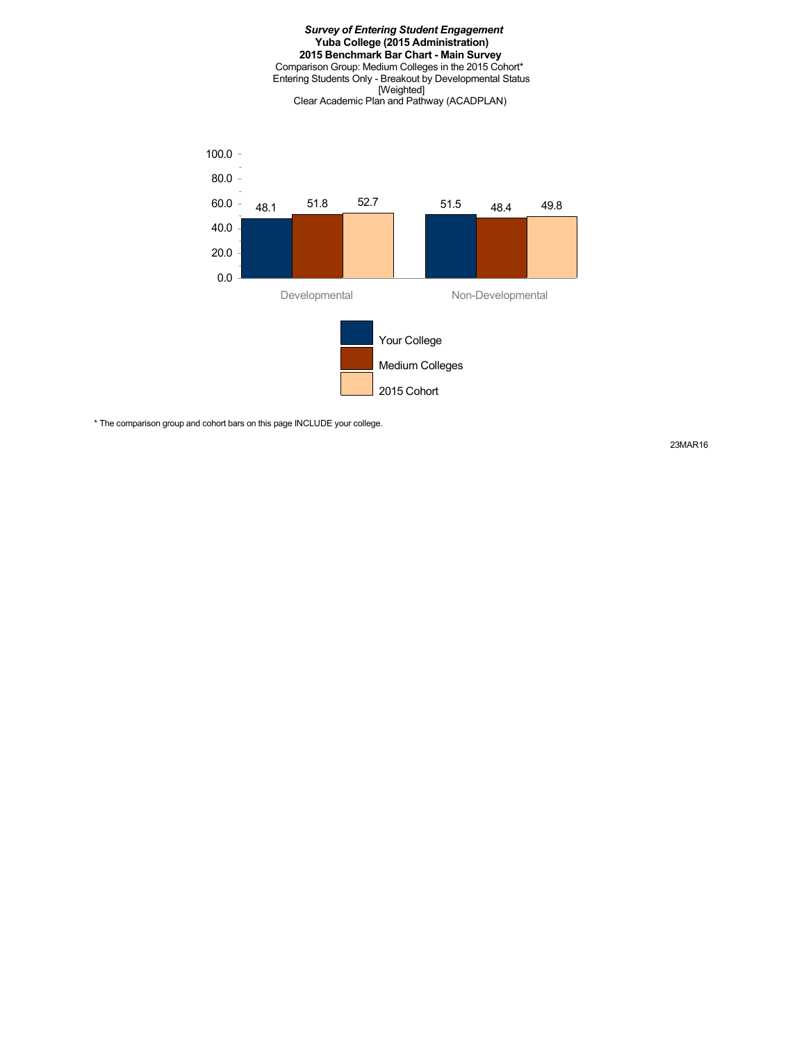***Survey of Entering Student Engagement***
**Yuba College (2015 Administration)**
**2015 Benchmark Bar Chart - Main Survey**
Comparison Group: Medium Colleges in the 2015 Cohort*
Entering Students Only - Breakout by Developmental Status
[Weighted]
Clear Academic Plan and Pathway (ACADPLAN)

| | Your College | Medium Colleges | 2015 Cohort |
|---|---|---|---|
| Developmental | 48.1 | 51.8 | 52.7 |
| Non-Developmental | 51.5 | 48.4 | 49.8 |

\* The comparison group and cohort bars on this page INCLUDE your college.

23MAR16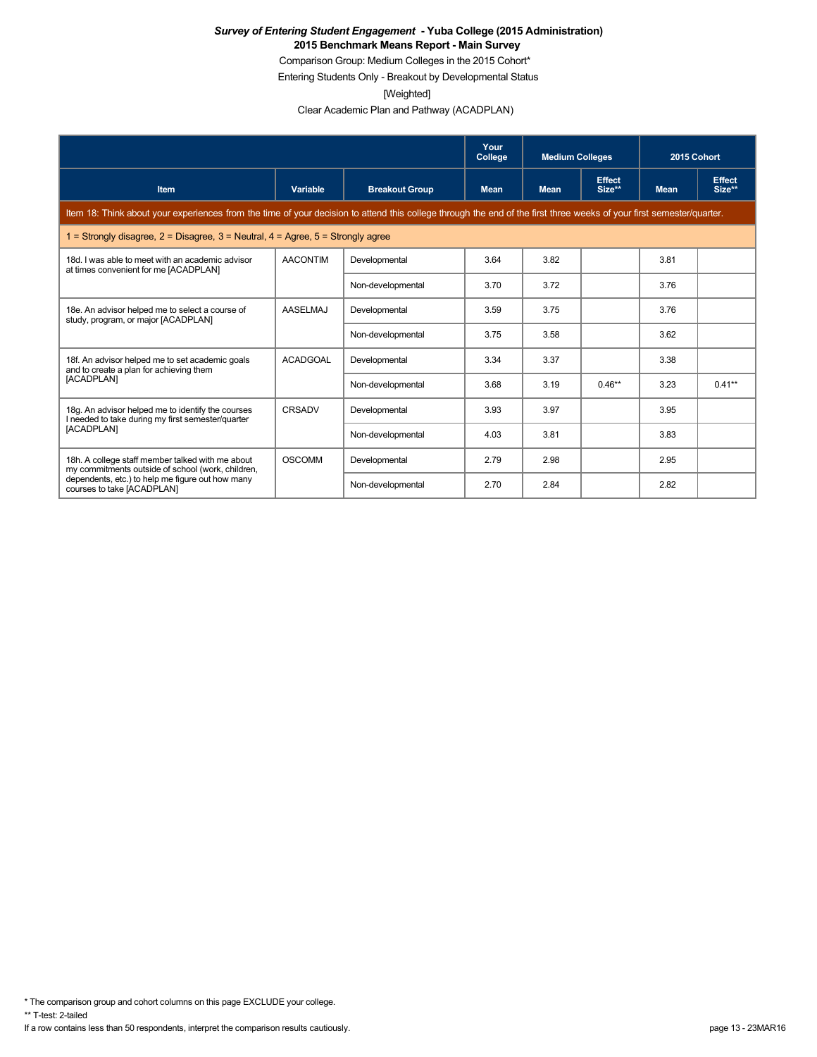***Survey of Entering Student Engagement* - Yuba College (2015 Administration)**
**2015 Benchmark Means Report - Main Survey**

Comparison Group: Medium Colleges in the 2015 Cohort*

Entering Students Only - Breakout by Developmental Status

[Weighted]

Clear Academic Plan and Pathway (ACADPLAN)

| | | | Your College | Medium Colleges | | 2015 Cohort | |
|---|---|---|---|---|---|---|---|
| **Item** | **Variable** | **Breakout Group** | **Mean** | **Mean** | **Effect Size**** | **Mean** | **Effect Size**** |
| Item 18: Think about your experiences from the time of your decision to attend this college through the end of the first three weeks of your first semester/quarter. | | | | | | | |
| 1 = Strongly disagree, 2 = Disagree, 3 = Neutral, 4 = Agree, 5 = Strongly agree | | | | | | | |
| 18d. I was able to meet with an academic advisor at times convenient for me [ACADPLAN] | AACONTIM | Developmental | 3.64 | 3.82 | | 3.81 | |
| | | Non-developmental | 3.70 | 3.72 | | 3.76 | |
| 18e. An advisor helped me to select a course of study, program, or major [ACADPLAN] | AASELMAJ | Developmental | 3.59 | 3.75 | | 3.76 | |
| | | Non-developmental | 3.75 | 3.58 | | 3.62 | |
| 18f. An advisor helped me to set academic goals and to create a plan for achieving them [ACADPLAN] | ACADGOAL | Developmental | 3.34 | 3.37 | | 3.38 | |
| | | Non-developmental | 3.68 | 3.19 | 0.46** | 3.23 | 0.41** |
| 18g. An advisor helped me to identify the courses I needed to take during my first semester/quarter [ACADPLAN] | CRSADV | Developmental | 3.93 | 3.97 | | 3.95 | |
| | | Non-developmental | 4.03 | 3.81 | | 3.83 | |
| 18h. A college staff member talked with me about my commitments outside of school (work, children, dependents, etc.) to help me figure out how many courses to take [ACADPLAN] | OSCOMM | Developmental | 2.79 | 2.98 | | 2.95 | |
| | | Non-developmental | 2.70 | 2.84 | | 2.82 | |

* The comparison group and cohort columns on this page EXCLUDE your college.

** T-test: 2-tailed

If a row contains less than 50 respondents, interpret the comparison results cautiously.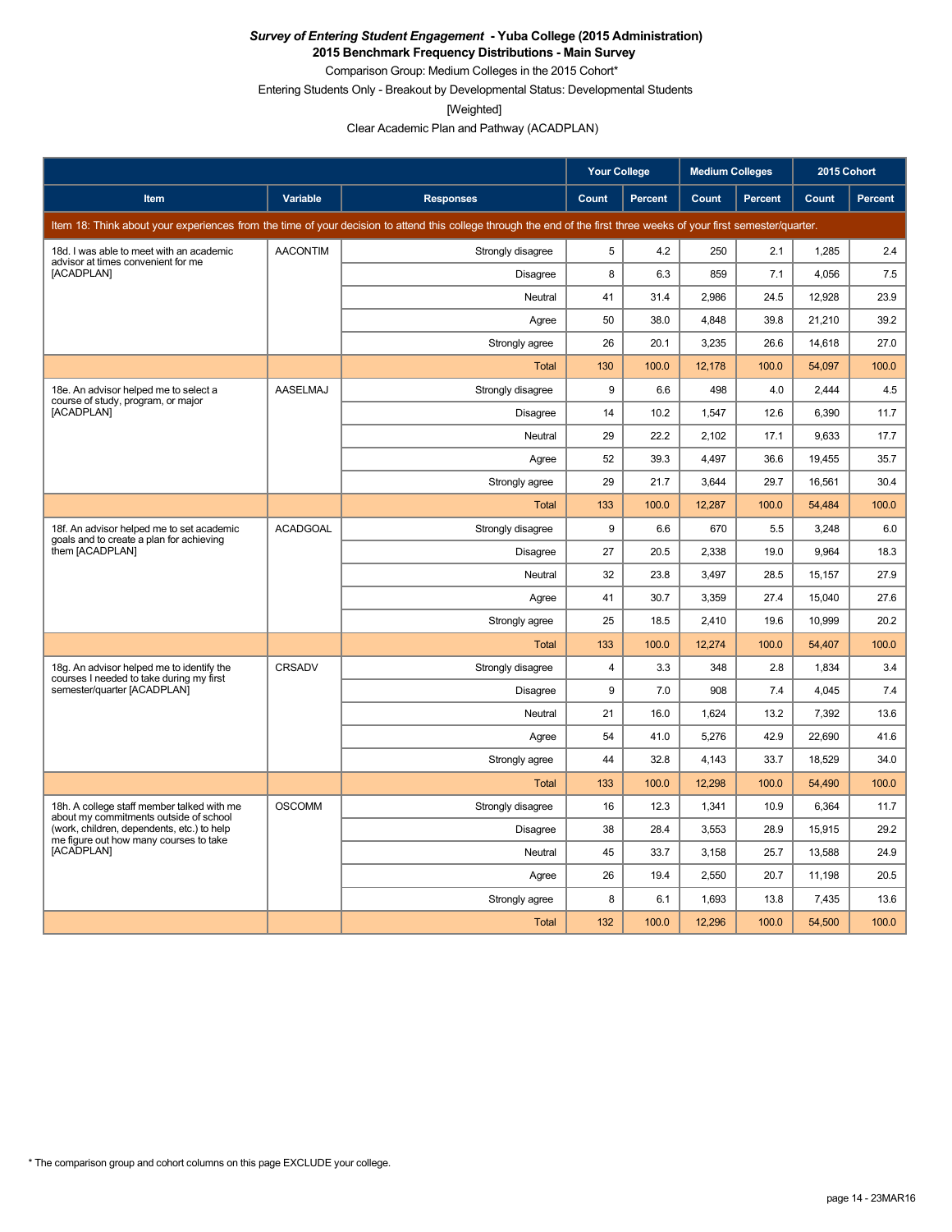***Survey of Entering Student Engagement*** **- Yuba College (2015 Administration)**
**2015 Benchmark Frequency Distributions - Main Survey**

Comparison Group: Medium Colleges in the 2015 Cohort*

Entering Students Only - Breakout by Developmental Status: Developmental Students

[Weighted]

Clear Academic Plan and Pathway (ACADPLAN)

| | | | Your College | | Medium Colleges | | 2015 Cohort | |
|---|---|---|---|---|---|---|---|---|
| **Item** | **Variable** | **Responses** | **Count** | **Percent** | **Count** | **Percent** | **Count** | **Percent** |
| Item 18: Think about your experiences from the time of your decision to attend this college through the end of the first three weeks of your first semester/quarter. | | | | | | | | |
| 18d. I was able to meet with an academic advisor at times convenient for me [ACADPLAN] | AACONTIM | Strongly disagree | 5 | 4.2 | 250 | 2.1 | 1,285 | 2.4 |
| | | Disagree | 8 | 6.3 | 859 | 7.1 | 4,056 | 7.5 |
| | | Neutral | 41 | 31.4 | 2,986 | 24.5 | 12,928 | 23.9 |
| | | Agree | 50 | 38.0 | 4,848 | 39.8 | 21,210 | 39.2 |
| | | Strongly agree | 26 | 20.1 | 3,235 | 26.6 | 14,618 | 27.0 |
| | | Total | 130 | 100.0 | 12,178 | 100.0 | 54,097 | 100.0 |
| 18e. An advisor helped me to select a course of study, program, or major [ACADPLAN] | AASELMAJ | Strongly disagree | 9 | 6.6 | 498 | 4.0 | 2,444 | 4.5 |
| | | Disagree | 14 | 10.2 | 1,547 | 12.6 | 6,390 | 11.7 |
| | | Neutral | 29 | 22.2 | 2,102 | 17.1 | 9,633 | 17.7 |
| | | Agree | 52 | 39.3 | 4,497 | 36.6 | 19,455 | 35.7 |
| | | Strongly agree | 29 | 21.7 | 3,644 | 29.7 | 16,561 | 30.4 |
| | | Total | 133 | 100.0 | 12,287 | 100.0 | 54,484 | 100.0 |
| 18f. An advisor helped me to set academic goals and to create a plan for achieving them [ACADPLAN] | ACADGOAL | Strongly disagree | 9 | 6.6 | 670 | 5.5 | 3,248 | 6.0 |
| | | Disagree | 27 | 20.5 | 2,338 | 19.0 | 9,964 | 18.3 |
| | | Neutral | 32 | 23.8 | 3,497 | 28.5 | 15,157 | 27.9 |
| | | Agree | 41 | 30.7 | 3,359 | 27.4 | 15,040 | 27.6 |
| | | Strongly agree | 25 | 18.5 | 2,410 | 19.6 | 10,999 | 20.2 |
| | | Total | 133 | 100.0 | 12,274 | 100.0 | 54,407 | 100.0 |
| 18g. An advisor helped me to identify the courses I needed to take during my first semester/quarter [ACADPLAN] | CRSADV | Strongly disagree | 4 | 3.3 | 348 | 2.8 | 1,834 | 3.4 |
| | | Disagree | 9 | 7.0 | 908 | 7.4 | 4,045 | 7.4 |
| | | Neutral | 21 | 16.0 | 1,624 | 13.2 | 7,392 | 13.6 |
| | | Agree | 54 | 41.0 | 5,276 | 42.9 | 22,690 | 41.6 |
| | | Strongly agree | 44 | 32.8 | 4,143 | 33.7 | 18,529 | 34.0 |
| | | Total | 133 | 100.0 | 12,298 | 100.0 | 54,490 | 100.0 |
| 18h. A college staff member talked with me about my commitments outside of school (work, children, dependents, etc.) to help me figure out how many courses to take [ACADPLAN] | OSCOMM | Strongly disagree | 16 | 12.3 | 1,341 | 10.9 | 6,364 | 11.7 |
| | | Disagree | 38 | 28.4 | 3,553 | 28.9 | 15,915 | 29.2 |
| | | Neutral | 45 | 33.7 | 3,158 | 25.7 | 13,588 | 24.9 |
| | | Agree | 26 | 19.4 | 2,550 | 20.7 | 11,198 | 20.5 |
| | | Strongly agree | 8 | 6.1 | 1,693 | 13.8 | 7,435 | 13.6 |
| | | Total | 132 | 100.0 | 12,296 | 100.0 | 54,500 | 100.0 |

\* The comparison group and cohort columns on this page EXCLUDE your college.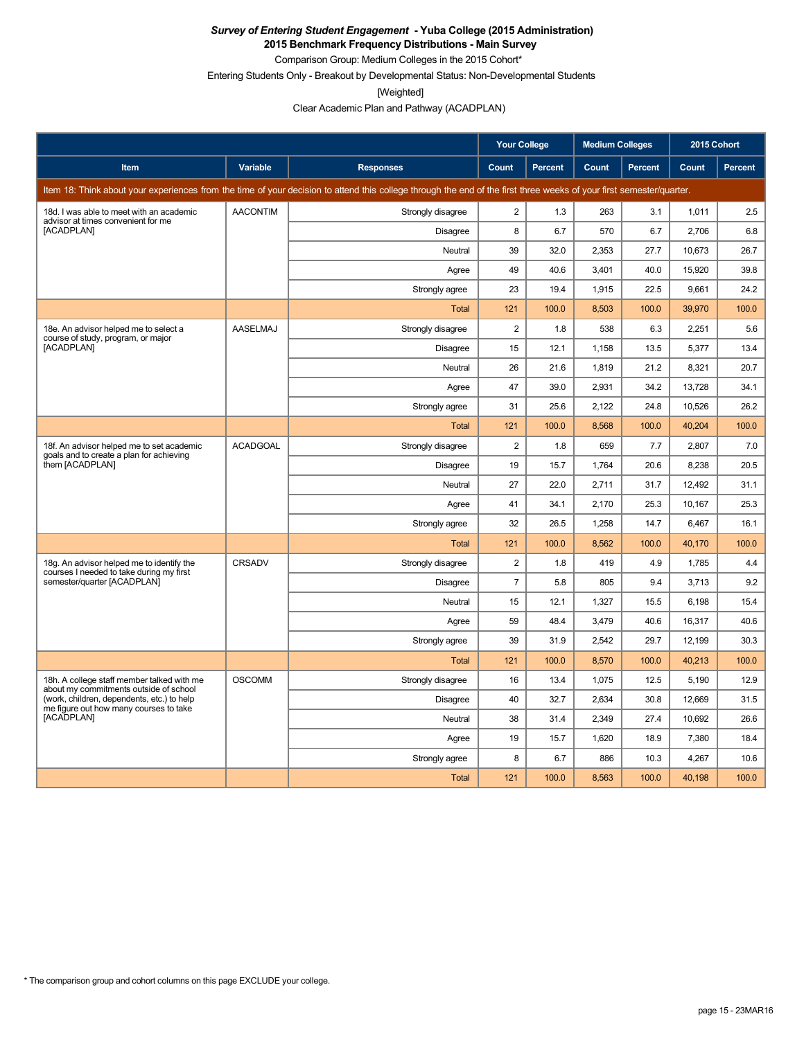***Survey of Entering Student Engagement* - Yuba College (2015 Administration)**
**2015 Benchmark Frequency Distributions - Main Survey**

Comparison Group: Medium Colleges in the 2015 Cohort*

Entering Students Only - Breakout by Developmental Status: Non-Developmental Students

[Weighted]

Clear Academic Plan and Pathway (ACADPLAN)

| | | | Your College | | Medium Colleges | | 2015 Cohort | |
|---|---|---|---|---|---|---|---|---|
| **Item** | **Variable** | **Responses** | **Count** | **Percent** | **Count** | **Percent** | **Count** | **Percent** |
| Item 18: Think about your experiences from the time of your decision to attend this college through the end of the first three weeks of your first semester/quarter. | | | | | | | | |
| 18d. I was able to meet with an academic advisor at times convenient for me [ACADPLAN] | AACONTIM | Strongly disagree | 2 | 1.3 | 263 | 3.1 | 1,011 | 2.5 |
| | | Disagree | 8 | 6.7 | 570 | 6.7 | 2,706 | 6.8 |
| | | Neutral | 39 | 32.0 | 2,353 | 27.7 | 10,673 | 26.7 |
| | | Agree | 49 | 40.6 | 3,401 | 40.0 | 15,920 | 39.8 |
| | | Strongly agree | 23 | 19.4 | 1,915 | 22.5 | 9,661 | 24.2 |
| | | Total | 121 | 100.0 | 8,503 | 100.0 | 39,970 | 100.0 |
| 18e. An advisor helped me to select a course of study, program, or major [ACADPLAN] | AASELMAJ | Strongly disagree | 2 | 1.8 | 538 | 6.3 | 2,251 | 5.6 |
| | | Disagree | 15 | 12.1 | 1,158 | 13.5 | 5,377 | 13.4 |
| | | Neutral | 26 | 21.6 | 1,819 | 21.2 | 8,321 | 20.7 |
| | | Agree | 47 | 39.0 | 2,931 | 34.2 | 13,728 | 34.1 |
| | | Strongly agree | 31 | 25.6 | 2,122 | 24.8 | 10,526 | 26.2 |
| | | Total | 121 | 100.0 | 8,568 | 100.0 | 40,204 | 100.0 |
| 18f. An advisor helped me to set academic goals and to create a plan for achieving them [ACADPLAN] | ACADGOAL | Strongly disagree | 2 | 1.8 | 659 | 7.7 | 2,807 | 7.0 |
| | | Disagree | 19 | 15.7 | 1,764 | 20.6 | 8,238 | 20.5 |
| | | Neutral | 27 | 22.0 | 2,711 | 31.7 | 12,492 | 31.1 |
| | | Agree | 41 | 34.1 | 2,170 | 25.3 | 10,167 | 25.3 |
| | | Strongly agree | 32 | 26.5 | 1,258 | 14.7 | 6,467 | 16.1 |
| | | Total | 121 | 100.0 | 8,562 | 100.0 | 40,170 | 100.0 |
| 18g. An advisor helped me to identify the courses I needed to take during my first semester/quarter [ACADPLAN] | CRSADV | Strongly disagree | 2 | 1.8 | 419 | 4.9 | 1,785 | 4.4 |
| | | Disagree | 7 | 5.8 | 805 | 9.4 | 3,713 | 9.2 |
| | | Neutral | 15 | 12.1 | 1,327 | 15.5 | 6,198 | 15.4 |
| | | Agree | 59 | 48.4 | 3,479 | 40.6 | 16,317 | 40.6 |
| | | Strongly agree | 39 | 31.9 | 2,542 | 29.7 | 12,199 | 30.3 |
| | | Total | 121 | 100.0 | 8,570 | 100.0 | 40,213 | 100.0 |
| 18h. A college staff member talked with me about my commitments outside of school (work, children, dependents, etc.) to help me figure out how many courses to take [ACADPLAN] | OSCOMM | Strongly disagree | 16 | 13.4 | 1,075 | 12.5 | 5,190 | 12.9 |
| | | Disagree | 40 | 32.7 | 2,634 | 30.8 | 12,669 | 31.5 |
| | | Neutral | 38 | 31.4 | 2,349 | 27.4 | 10,692 | 26.6 |
| | | Agree | 19 | 15.7 | 1,620 | 18.9 | 7,380 | 18.4 |
| | | Strongly agree | 8 | 6.7 | 886 | 10.3 | 4,267 | 10.6 |
| | | Total | 121 | 100.0 | 8,563 | 100.0 | 40,198 | 100.0 |

* The comparison group and cohort columns on this page EXCLUDE your college.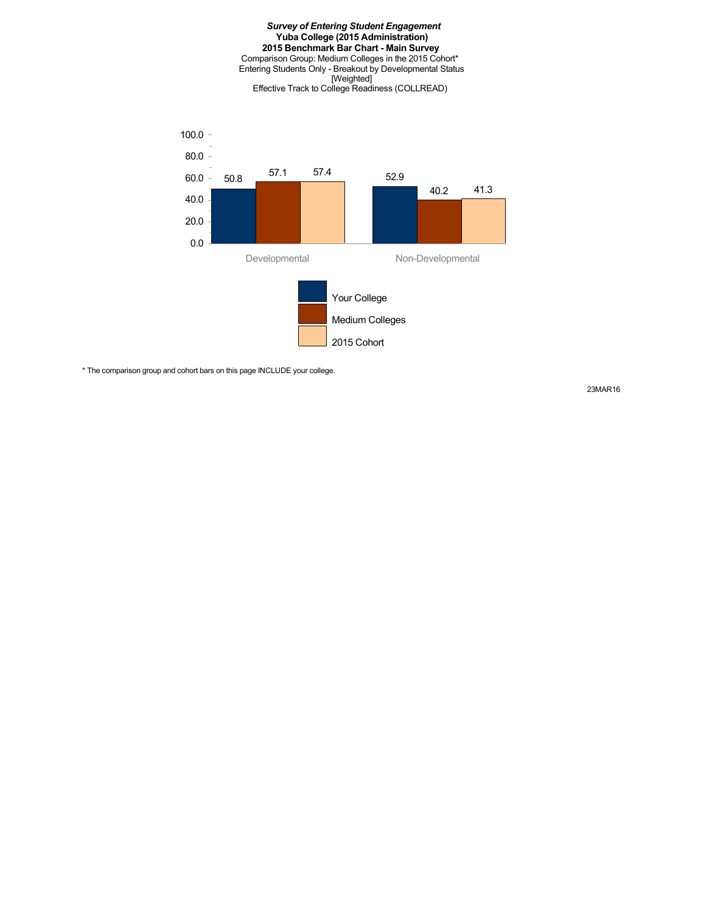***Survey of Entering Student Engagement***
**Yuba College (2015 Administration)**
**2015 Benchmark Bar Chart - Main Survey**
Comparison Group: Medium Colleges in the 2015 Cohort*
Entering Students Only - Breakout by Developmental Status
[Weighted]
Effective Track to College Readiness (COLLREAD)

| | Your College | Medium Colleges | 2015 Cohort |
|---|---|---|---|
| Developmental | 50.8 | 57.1 | 57.4 |
| Non-Developmental | 52.9 | 40.2 | 41.3 |

* The comparison group and cohort bars on this page INCLUDE your college.

23MAR16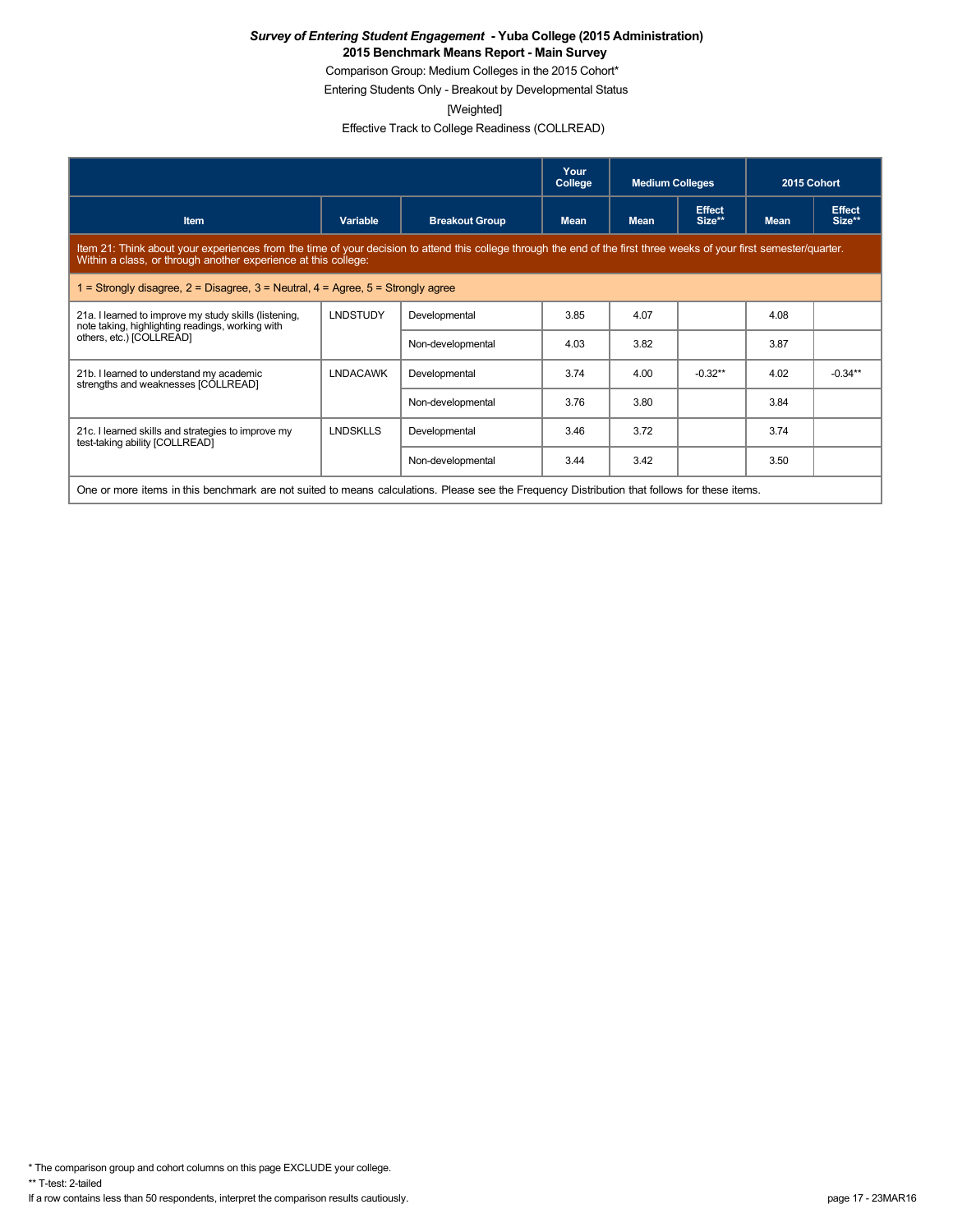***Survey of Entering Student Engagement* - Yuba College (2015 Administration)**

**2015 Benchmark Means Report - Main Survey**

Comparison Group: Medium Colleges in the 2015 Cohort*

Entering Students Only - Breakout by Developmental Status

[Weighted]

Effective Track to College Readiness (COLLREAD)

| | | | Your College | Medium Colleges | | 2015 Cohort | |
|---|---|---|---|---|---|---|---|
| **Item** | **Variable** | **Breakout Group** | **Mean** | **Mean** | **Effect Size**** | **Mean** | **Effect Size**** |
| Item 21: Think about your experiences from the time of your decision to attend this college through the end of the first three weeks of your first semester/quarter. Within a class, or through another experience at this college: | | | | | | | |
| 1 = Strongly disagree, 2 = Disagree, 3 = Neutral, 4 = Agree, 5 = Strongly agree | | | | | | | |
| 21a. I learned to improve my study skills (listening, note taking, highlighting readings, working with others, etc.) [COLLREAD] | LNDSTUDY | Developmental | 3.85 | 4.07 | | 4.08 | |
| | | Non-developmental | 4.03 | 3.82 | | 3.87 | |
| 21b. I learned to understand my academic strengths and weaknesses [COLLREAD] | LNDACAWK | Developmental | 3.74 | 4.00 | -0.32** | 4.02 | -0.34** |
| | | Non-developmental | 3.76 | 3.80 | | 3.84 | |
| 21c. I learned skills and strategies to improve my test-taking ability [COLLREAD] | LNDSKLLS | Developmental | 3.46 | 3.72 | | 3.74 | |
| | | Non-developmental | 3.44 | 3.42 | | 3.50 | |
| One or more items in this benchmark are not suited to means calculations. Please see the Frequency Distribution that follows for these items. | | | | | | | |

* The comparison group and cohort columns on this page EXCLUDE your college.

** T-test: 2-tailed

If a row contains less than 50 respondents, interpret the comparison results cautiously.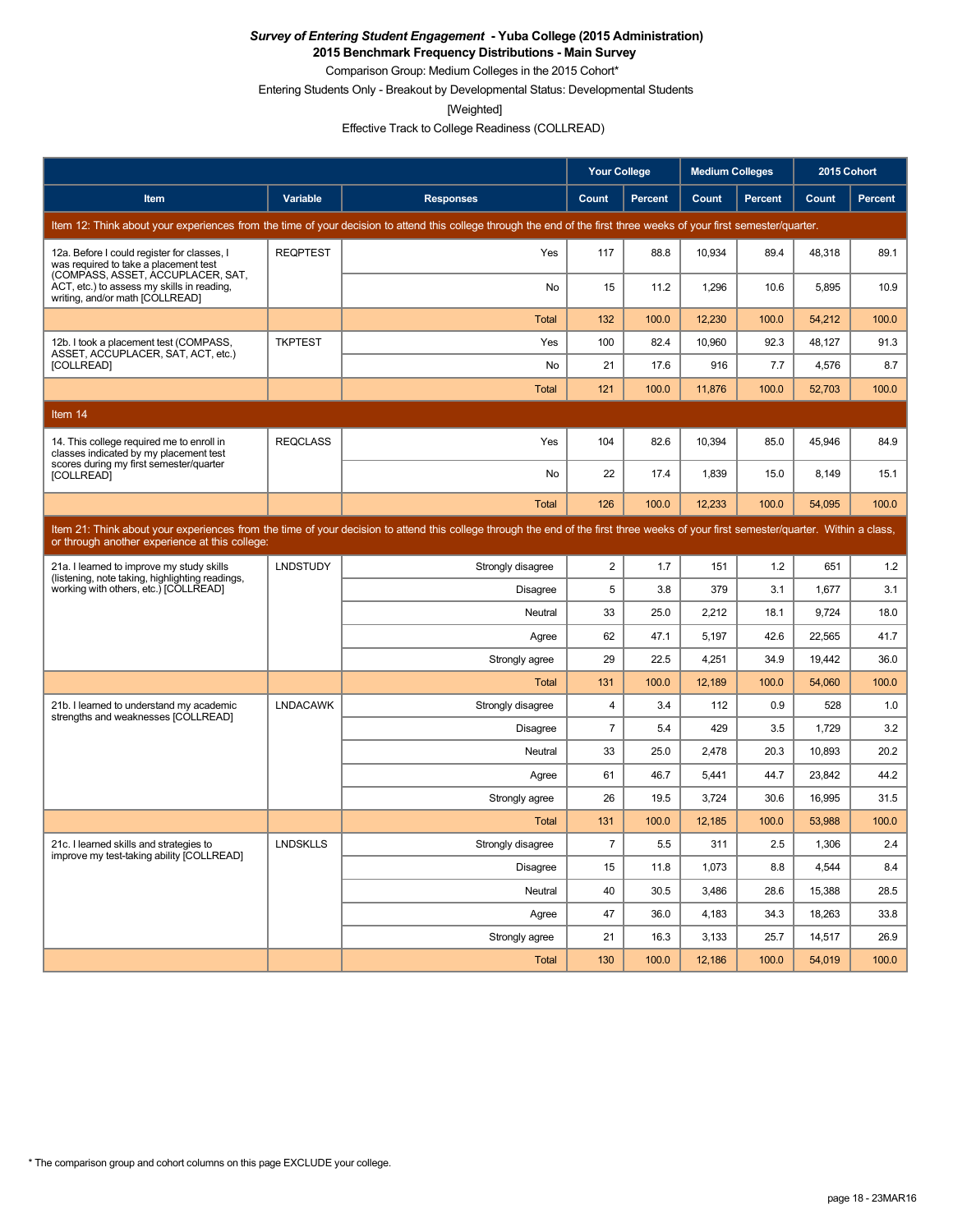***Survey of Entering Student Engagement* - Yuba College (2015 Administration)**
**2015 Benchmark Frequency Distributions - Main Survey**

Comparison Group: Medium Colleges in the 2015 Cohort*

Entering Students Only - Breakout by Developmental Status: Developmental Students

[Weighted]

Effective Track to College Readiness (COLLREAD)

| Item | Variable | Responses | Your College Count | Your College Percent | Medium Colleges Count | Medium Colleges Percent | 2015 Cohort Count | 2015 Cohort Percent |
|---|---|---|---|---|---|---|---|---|
| **Item 12: Think about your experiences from the time of your decision to attend this college through the end of the first three weeks of your first semester/quarter.** | | | | | | | | |
| 12a. Before I could register for classes, I was required to take a placement test (COMPASS, ASSET, ACCUPLACER, SAT, ACT, etc.) to assess my skills in reading, writing, and/or math [COLLREAD] | REQPTEST | Yes | 117 | 88.8 | 10,934 | 89.4 | 48,318 | 89.1 |
| | | No | 15 | 11.2 | 1,296 | 10.6 | 5,895 | 10.9 |
| | | Total | 132 | 100.0 | 12,230 | 100.0 | 54,212 | 100.0 |
| 12b. I took a placement test (COMPASS, ASSET, ACCUPLACER, SAT, ACT, etc.) [COLLREAD] | TKPTEST | Yes | 100 | 82.4 | 10,960 | 92.3 | 48,127 | 91.3 |
| | | No | 21 | 17.6 | 916 | 7.7 | 4,576 | 8.7 |
| | | Total | 121 | 100.0 | 11,876 | 100.0 | 52,703 | 100.0 |
| **Item 14** | | | | | | | | |
| 14. This college required me to enroll in classes indicated by my placement test scores during my first semester/quarter [COLLREAD] | REQCLASS | Yes | 104 | 82.6 | 10,394 | 85.0 | 45,946 | 84.9 |
| | | No | 22 | 17.4 | 1,839 | 15.0 | 8,149 | 15.1 |
| | | Total | 126 | 100.0 | 12,233 | 100.0 | 54,095 | 100.0 |
| **Item 21: Think about your experiences from the time of your decision to attend this college through the end of the first three weeks of your first semester/quarter. Within a class, or through another experience at this college:** | | | | | | | | |
| 21a. I learned to improve my study skills (listening, note taking, highlighting readings, working with others, etc.) [COLLREAD] | LNDSTUDY | Strongly disagree | 2 | 1.7 | 151 | 1.2 | 651 | 1.2 |
| | | Disagree | 5 | 3.8 | 379 | 3.1 | 1,677 | 3.1 |
| | | Neutral | 33 | 25.0 | 2,212 | 18.1 | 9,724 | 18.0 |
| | | Agree | 62 | 47.1 | 5,197 | 42.6 | 22,565 | 41.7 |
| | | Strongly agree | 29 | 22.5 | 4,251 | 34.9 | 19,442 | 36.0 |
| | | Total | 131 | 100.0 | 12,189 | 100.0 | 54,060 | 100.0 |
| 21b. I learned to understand my academic strengths and weaknesses [COLLREAD] | LNDACAWK | Strongly disagree | 4 | 3.4 | 112 | 0.9 | 528 | 1.0 |
| | | Disagree | 7 | 5.4 | 429 | 3.5 | 1,729 | 3.2 |
| | | Neutral | 33 | 25.0 | 2,478 | 20.3 | 10,893 | 20.2 |
| | | Agree | 61 | 46.7 | 5,441 | 44.7 | 23,842 | 44.2 |
| | | Strongly agree | 26 | 19.5 | 3,724 | 30.6 | 16,995 | 31.5 |
| | | Total | 131 | 100.0 | 12,185 | 100.0 | 53,988 | 100.0 |
| 21c. I learned skills and strategies to improve my test-taking ability [COLLREAD] | LNDSKLLS | Strongly disagree | 7 | 5.5 | 311 | 2.5 | 1,306 | 2.4 |
| | | Disagree | 15 | 11.8 | 1,073 | 8.8 | 4,544 | 8.4 |
| | | Neutral | 40 | 30.5 | 3,486 | 28.6 | 15,388 | 28.5 |
| | | Agree | 47 | 36.0 | 4,183 | 34.3 | 18,263 | 33.8 |
| | | Strongly agree | 21 | 16.3 | 3,133 | 25.7 | 14,517 | 26.9 |
| | | Total | 130 | 100.0 | 12,186 | 100.0 | 54,019 | 100.0 |

* The comparison group and cohort columns on this page EXCLUDE your college.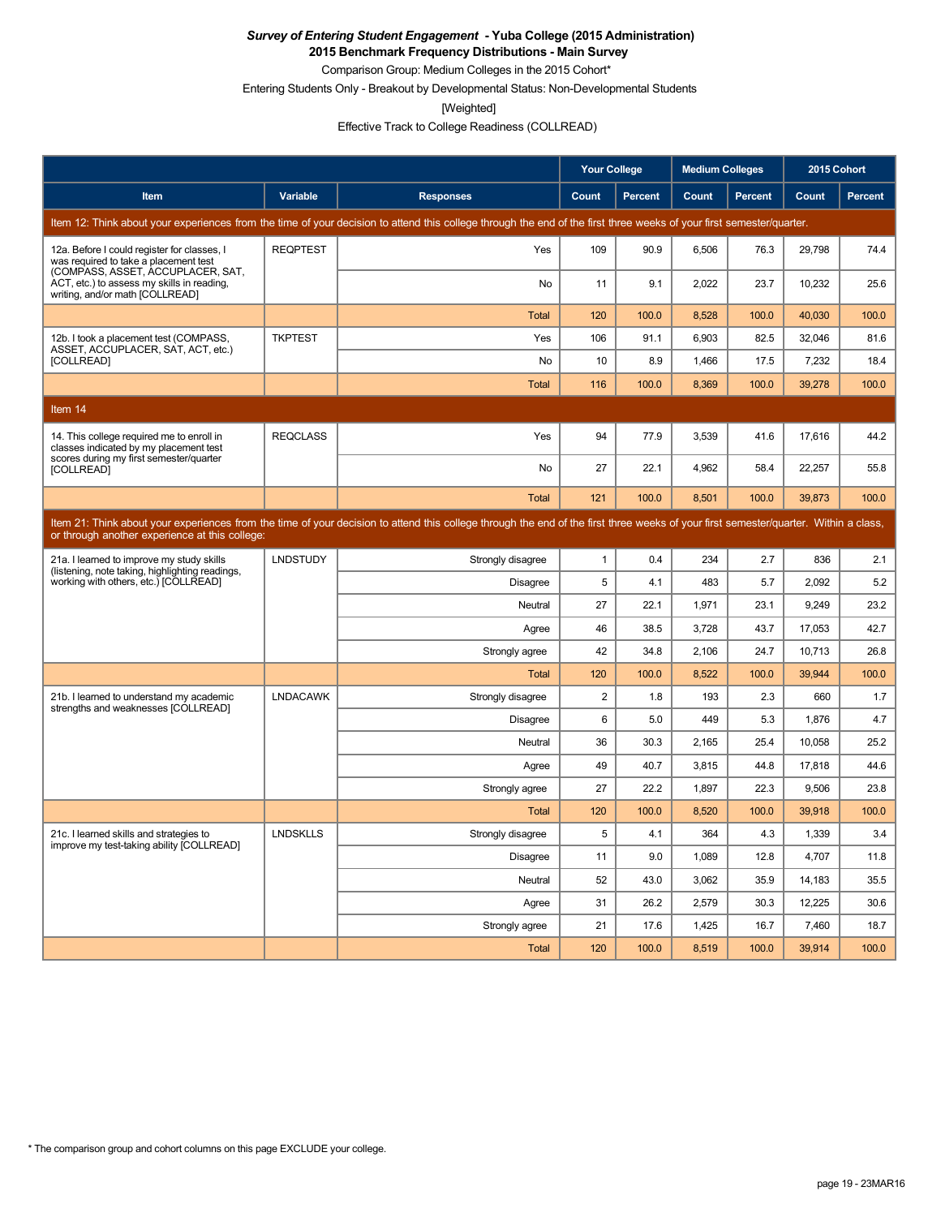***Survey of Entering Student Engagement* - Yuba College (2015 Administration)**

**2015 Benchmark Frequency Distributions - Main Survey**

Comparison Group: Medium Colleges in the 2015 Cohort*

Entering Students Only - Breakout by Developmental Status: Non-Developmental Students

[Weighted]

Effective Track to College Readiness (COLLREAD)

| Item | Variable | Responses | Your College Count | Your College Percent | Medium Colleges Count | Medium Colleges Percent | 2015 Cohort Count | 2015 Cohort Percent |
|---|---|---|---|---|---|---|---|---|
| **Item 12: Think about your experiences from the time of your decision to attend this college through the end of the first three weeks of your first semester/quarter.** | | | | | | | | |
| 12a. Before I could register for classes, I was required to take a placement test (COMPASS, ASSET, ACCUPLACER, SAT, ACT, etc.) to assess my skills in reading, writing, and/or math [COLLREAD] | REQPTEST | Yes | 109 | 90.9 | 6,506 | 76.3 | 29,798 | 74.4 |
| | | No | 11 | 9.1 | 2,022 | 23.7 | 10,232 | 25.6 |
| | | Total | 120 | 100.0 | 8,528 | 100.0 | 40,030 | 100.0 |
| 12b. I took a placement test (COMPASS, ASSET, ACCUPLACER, SAT, ACT, etc.) [COLLREAD] | TKPTEST | Yes | 106 | 91.1 | 6,903 | 82.5 | 32,046 | 81.6 |
| | | No | 10 | 8.9 | 1,466 | 17.5 | 7,232 | 18.4 |
| | | Total | 116 | 100.0 | 8,369 | 100.0 | 39,278 | 100.0 |
| **Item 14** | | | | | | | | |
| 14. This college required me to enroll in classes indicated by my placement test scores during my first semester/quarter [COLLREAD] | REQCLASS | Yes | 94 | 77.9 | 3,539 | 41.6 | 17,616 | 44.2 |
| | | No | 27 | 22.1 | 4,962 | 58.4 | 22,257 | 55.8 |
| | | Total | 121 | 100.0 | 8,501 | 100.0 | 39,873 | 100.0 |
| **Item 21: Think about your experiences from the time of your decision to attend this college through the end of the first three weeks of your first semester/quarter. Within a class, or through another experience at this college:** | | | | | | | | |
| 21a. I learned to improve my study skills (listening, note taking, highlighting readings, working with others, etc.) [COLLREAD] | LNDSTUDY | Strongly disagree | 1 | 0.4 | 234 | 2.7 | 836 | 2.1 |
| | | Disagree | 5 | 4.1 | 483 | 5.7 | 2,092 | 5.2 |
| | | Neutral | 27 | 22.1 | 1,971 | 23.1 | 9,249 | 23.2 |
| | | Agree | 46 | 38.5 | 3,728 | 43.7 | 17,053 | 42.7 |
| | | Strongly agree | 42 | 34.8 | 2,106 | 24.7 | 10,713 | 26.8 |
| | | Total | 120 | 100.0 | 8,522 | 100.0 | 39,944 | 100.0 |
| 21b. I learned to understand my academic strengths and weaknesses [COLLREAD] | LNDACAWK | Strongly disagree | 2 | 1.8 | 193 | 2.3 | 660 | 1.7 |
| | | Disagree | 6 | 5.0 | 449 | 5.3 | 1,876 | 4.7 |
| | | Neutral | 36 | 30.3 | 2,165 | 25.4 | 10,058 | 25.2 |
| | | Agree | 49 | 40.7 | 3,815 | 44.8 | 17,818 | 44.6 |
| | | Strongly agree | 27 | 22.2 | 1,897 | 22.3 | 9,506 | 23.8 |
| | | Total | 120 | 100.0 | 8,520 | 100.0 | 39,918 | 100.0 |
| 21c. I learned skills and strategies to improve my test-taking ability [COLLREAD] | LNDSKLLS | Strongly disagree | 5 | 4.1 | 364 | 4.3 | 1,339 | 3.4 |
| | | Disagree | 11 | 9.0 | 1,089 | 12.8 | 4,707 | 11.8 |
| | | Neutral | 52 | 43.0 | 3,062 | 35.9 | 14,183 | 35.5 |
| | | Agree | 31 | 26.2 | 2,579 | 30.3 | 12,225 | 30.6 |
| | | Strongly agree | 21 | 17.6 | 1,425 | 16.7 | 7,460 | 18.7 |
| | | Total | 120 | 100.0 | 8,519 | 100.0 | 39,914 | 100.0 |

* The comparison group and cohort columns on this page EXCLUDE your college.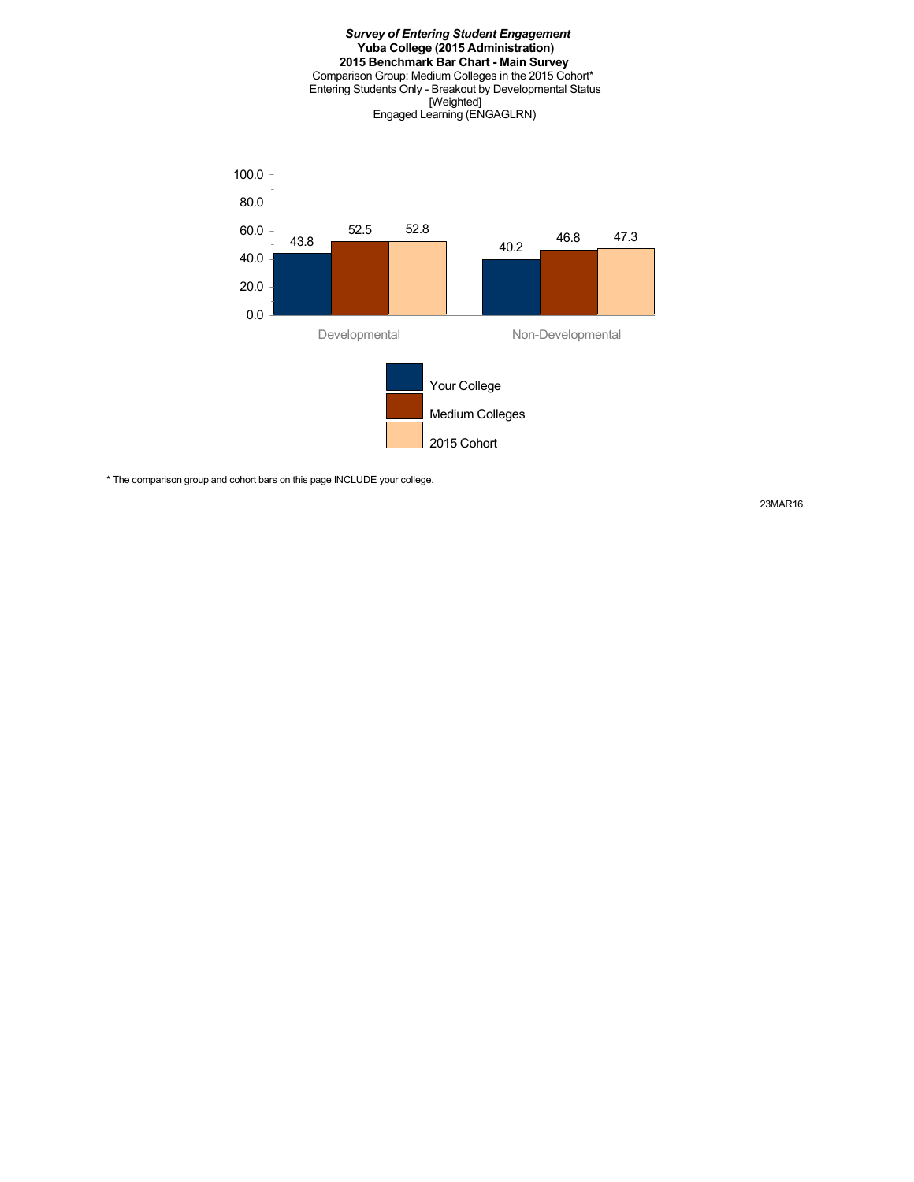***Survey of Entering Student Engagement***
**Yuba College (2015 Administration)**
**2015 Benchmark Bar Chart - Main Survey**
Comparison Group: Medium Colleges in the 2015 Cohort*
Entering Students Only - Breakout by Developmental Status
[Weighted]
Engaged Learning (ENGAGLRN)

| | Your College | Medium Colleges | 2015 Cohort |
|---|---|---|---|
| Developmental | 43.8 | 52.5 | 52.8 |
| Non-Developmental | 40.2 | 46.8 | 47.3 |

* The comparison group and cohort bars on this page INCLUDE your college.

23MAR16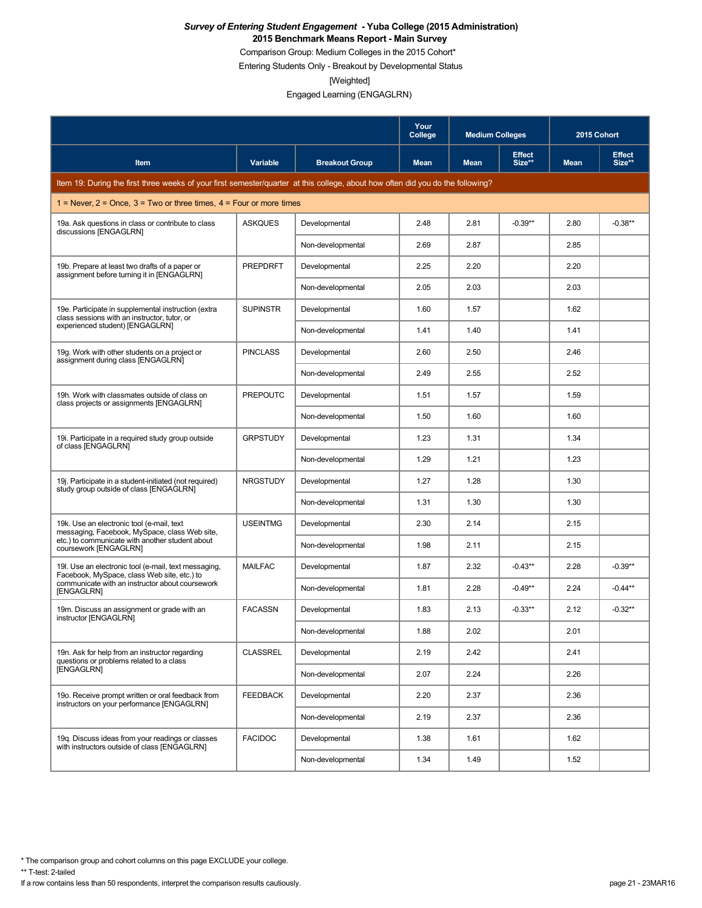***Survey of Entering Student Engagement* - Yuba College (2015 Administration)**

**2015 Benchmark Means Report - Main Survey**

Comparison Group: Medium Colleges in the 2015 Cohort*

Entering Students Only - Breakout by Developmental Status

[Weighted]

Engaged Learning (ENGAGLRN)

| | | | Your College | Medium Colleges | | 2015 Cohort | |
|---|---|---|---|---|---|---|---|
| Item | Variable | Breakout Group | Mean | Mean | Effect Size** | Mean | Effect Size** |
| Item 19: During the first three weeks of your first semester/quarter at this college, about how often did you do the following? | | | | | | | |
| 1 = Never, 2 = Once, 3 = Two or three times, 4 = Four or more times | | | | | | | |
| 19a. Ask questions in class or contribute to class discussions [ENGAGLRN] | ASKQUES | Developmental | 2.48 | 2.81 | -0.39** | 2.80 | -0.38** |
| | | Non-developmental | 2.69 | 2.87 | | 2.85 | |
| 19b. Prepare at least two drafts of a paper or assignment before turning it in [ENGAGLRN] | PREPDRFT | Developmental | 2.25 | 2.20 | | 2.20 | |
| | | Non-developmental | 2.05 | 2.03 | | 2.03 | |
| 19e. Participate in supplemental instruction (extra class sessions with an instructor, tutor, or experienced student) [ENGAGLRN] | SUPINSTR | Developmental | 1.60 | 1.57 | | 1.62 | |
| | | Non-developmental | 1.41 | 1.40 | | 1.41 | |
| 19g. Work with other students on a project or assignment during class [ENGAGLRN] | PINCLASS | Developmental | 2.60 | 2.50 | | 2.46 | |
| | | Non-developmental | 2.49 | 2.55 | | 2.52 | |
| 19h. Work with classmates outside of class on class projects or assignments [ENGAGLRN] | PREPOUTC | Developmental | 1.51 | 1.57 | | 1.59 | |
| | | Non-developmental | 1.50 | 1.60 | | 1.60 | |
| 19i. Participate in a required study group outside of class [ENGAGLRN] | GRPSTUDY | Developmental | 1.23 | 1.31 | | 1.34 | |
| | | Non-developmental | 1.29 | 1.21 | | 1.23 | |
| 19j. Participate in a student-initiated (not required) study group outside of class [ENGAGLRN] | NRGSTUDY | Developmental | 1.27 | 1.28 | | 1.30 | |
| | | Non-developmental | 1.31 | 1.30 | | 1.30 | |
| 19k. Use an electronic tool (e-mail, text messaging, Facebook, MySpace, class Web site, etc.) to communicate with another student about coursework [ENGAGLRN] | USEINTMG | Developmental | 2.30 | 2.14 | | 2.15 | |
| | | Non-developmental | 1.98 | 2.11 | | 2.15 | |
| 19l. Use an electronic tool (e-mail, text messaging, Facebook, MySpace, class Web site, etc.) to communicate with an instructor about coursework [ENGAGLRN] | MAILFAC | Developmental | 1.87 | 2.32 | -0.43** | 2.28 | -0.39** |
| | | Non-developmental | 1.81 | 2.28 | -0.49** | 2.24 | -0.44** |
| 19m. Discuss an assignment or grade with an instructor [ENGAGLRN] | FACASSN | Developmental | 1.83 | 2.13 | -0.33** | 2.12 | -0.32** |
| | | Non-developmental | 1.88 | 2.02 | | 2.01 | |
| 19n. Ask for help from an instructor regarding questions or problems related to a class [ENGAGLRN] | CLASSREL | Developmental | 2.19 | 2.42 | | 2.41 | |
| | | Non-developmental | 2.07 | 2.24 | | 2.26 | |
| 19o. Receive prompt written or oral feedback from instructors on your performance [ENGAGLRN] | FEEDBACK | Developmental | 2.20 | 2.37 | | 2.36 | |
| | | Non-developmental | 2.19 | 2.37 | | 2.36 | |
| 19q. Discuss ideas from your readings or classes with instructors outside of class [ENGAGLRN] | FACIDOC | Developmental | 1.38 | 1.61 | | 1.62 | |
| | | Non-developmental | 1.34 | 1.49 | | 1.52 | |

* The comparison group and cohort columns on this page EXCLUDE your college.

** T-test: 2-tailed

If a row contains less than 50 respondents, interpret the comparison results cautiously.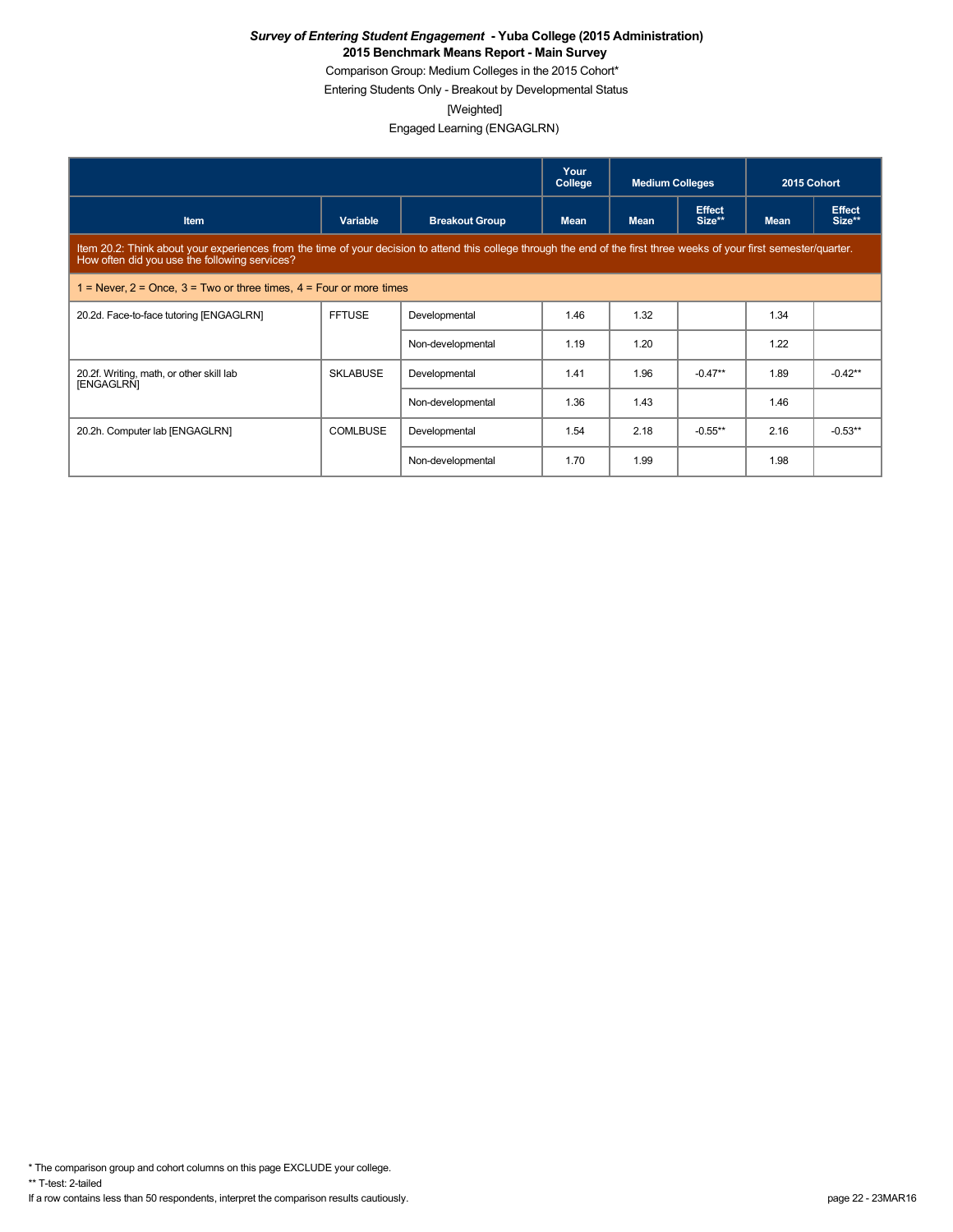***Survey of Entering Student Engagement* - Yuba College (2015 Administration)**

**2015 Benchmark Means Report - Main Survey**

Comparison Group: Medium Colleges in the 2015 Cohort*

Entering Students Only - Breakout by Developmental Status

[Weighted]

Engaged Learning (ENGAGLRN)

| | | | Your College | Medium Colleges | | 2015 Cohort | |
|---|---|---|---|---|---|---|---|
| Item | Variable | Breakout Group | Mean | Mean | Effect Size** | Mean | Effect Size** |
| Item 20.2: Think about your experiences from the time of your decision to attend this college through the end of the first three weeks of your first semester/quarter. How often did you use the following services? | | | | | | | |
| 1 = Never, 2 = Once, 3 = Two or three times, 4 = Four or more times | | | | | | | |
| 20.2d. Face-to-face tutoring [ENGAGLRN] | FFTUSE | Developmental | 1.46 | 1.32 | | 1.34 | |
| | | Non-developmental | 1.19 | 1.20 | | 1.22 | |
| 20.2f. Writing, math, or other skill lab [ENGAGLRN] | SKLABUSE | Developmental | 1.41 | 1.96 | -0.47** | 1.89 | -0.42** |
| | | Non-developmental | 1.36 | 1.43 | | 1.46 | |
| 20.2h. Computer lab [ENGAGLRN] | COMLBUSE | Developmental | 1.54 | 2.18 | -0.55** | 2.16 | -0.53** |
| | | Non-developmental | 1.70 | 1.99 | | 1.98 | |

* The comparison group and cohort columns on this page EXCLUDE your college.

** T-test: 2-tailed

If a row contains less than 50 respondents, interpret the comparison results cautiously.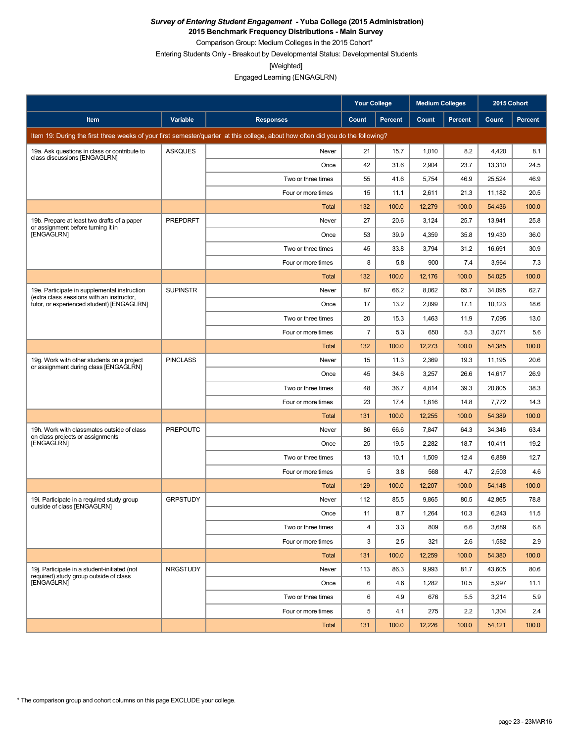# *Survey of Entering Student Engagement* - Yuba College (2015 Administration)

## 2015 Benchmark Frequency Distributions - Main Survey

Comparison Group: Medium Colleges in the 2015 Cohort*

Entering Students Only - Breakout by Developmental Status: Developmental Students

[Weighted]

Engaged Learning (ENGAGLRN)

| | | | Your College | | Medium Colleges | | 2015 Cohort | |
|---|---|---|---|---|---|---|---|---|
| **Item** | **Variable** | **Responses** | **Count** | **Percent** | **Count** | **Percent** | **Count** | **Percent** |
| Item 19: During the first three weeks of your first semester/quarter at this college, about how often did you do the following? | | | | | | | | |
| 19a. Ask questions in class or contribute to class discussions [ENGAGLRN] | ASKQUES | Never | 21 | 15.7 | 1,010 | 8.2 | 4,420 | 8.1 |
| | | Once | 42 | 31.6 | 2,904 | 23.7 | 13,310 | 24.5 |
| | | Two or three times | 55 | 41.6 | 5,754 | 46.9 | 25,524 | 46.9 |
| | | Four or more times | 15 | 11.1 | 2,611 | 21.3 | 11,182 | 20.5 |
| | | Total | 132 | 100.0 | 12,279 | 100.0 | 54,436 | 100.0 |
| 19b. Prepare at least two drafts of a paper or assignment before turning it in [ENGAGLRN] | PREPDRFT | Never | 27 | 20.6 | 3,124 | 25.7 | 13,941 | 25.8 |
| | | Once | 53 | 39.9 | 4,359 | 35.8 | 19,430 | 36.0 |
| | | Two or three times | 45 | 33.8 | 3,794 | 31.2 | 16,691 | 30.9 |
| | | Four or more times | 8 | 5.8 | 900 | 7.4 | 3,964 | 7.3 |
| | | Total | 132 | 100.0 | 12,176 | 100.0 | 54,025 | 100.0 |
| 19e. Participate in supplemental instruction (extra class sessions with an instructor, tutor, or experienced student) [ENGAGLRN] | SUPINSTR | Never | 87 | 66.2 | 8,062 | 65.7 | 34,095 | 62.7 |
| | | Once | 17 | 13.2 | 2,099 | 17.1 | 10,123 | 18.6 |
| | | Two or three times | 20 | 15.3 | 1,463 | 11.9 | 7,095 | 13.0 |
| | | Four or more times | 7 | 5.3 | 650 | 5.3 | 3,071 | 5.6 |
| | | Total | 132 | 100.0 | 12,273 | 100.0 | 54,385 | 100.0 |
| 19g. Work with other students on a project or assignment during class [ENGAGLRN] | PINCLASS | Never | 15 | 11.3 | 2,369 | 19.3 | 11,195 | 20.6 |
| | | Once | 45 | 34.6 | 3,257 | 26.6 | 14,617 | 26.9 |
| | | Two or three times | 48 | 36.7 | 4,814 | 39.3 | 20,805 | 38.3 |
| | | Four or more times | 23 | 17.4 | 1,816 | 14.8 | 7,772 | 14.3 |
| | | Total | 131 | 100.0 | 12,255 | 100.0 | 54,389 | 100.0 |
| 19h. Work with classmates outside of class on class projects or assignments [ENGAGLRN] | PREPOUTC | Never | 86 | 66.6 | 7,847 | 64.3 | 34,346 | 63.4 |
| | | Once | 25 | 19.5 | 2,282 | 18.7 | 10,411 | 19.2 |
| | | Two or three times | 13 | 10.1 | 1,509 | 12.4 | 6,889 | 12.7 |
| | | Four or more times | 5 | 3.8 | 568 | 4.7 | 2,503 | 4.6 |
| | | Total | 129 | 100.0 | 12,207 | 100.0 | 54,148 | 100.0 |
| 19i. Participate in a required study group outside of class [ENGAGLRN] | GRPSTUDY | Never | 112 | 85.5 | 9,865 | 80.5 | 42,865 | 78.8 |
| | | Once | 11 | 8.7 | 1,264 | 10.3 | 6,243 | 11.5 |
| | | Two or three times | 4 | 3.3 | 809 | 6.6 | 3,689 | 6.8 |
| | | Four or more times | 3 | 2.5 | 321 | 2.6 | 1,582 | 2.9 |
| | | Total | 131 | 100.0 | 12,259 | 100.0 | 54,380 | 100.0 |
| 19j. Participate in a student-initiated (not required) study group outside of class [ENGAGLRN] | NRGSTUDY | Never | 113 | 86.3 | 9,993 | 81.7 | 43,605 | 80.6 |
| | | Once | 6 | 4.6 | 1,282 | 10.5 | 5,997 | 11.1 |
| | | Two or three times | 6 | 4.9 | 676 | 5.5 | 3,214 | 5.9 |
| | | Four or more times | 5 | 4.1 | 275 | 2.2 | 1,304 | 2.4 |
| | | Total | 131 | 100.0 | 12,226 | 100.0 | 54,121 | 100.0 |

\* The comparison group and cohort columns on this page EXCLUDE your college.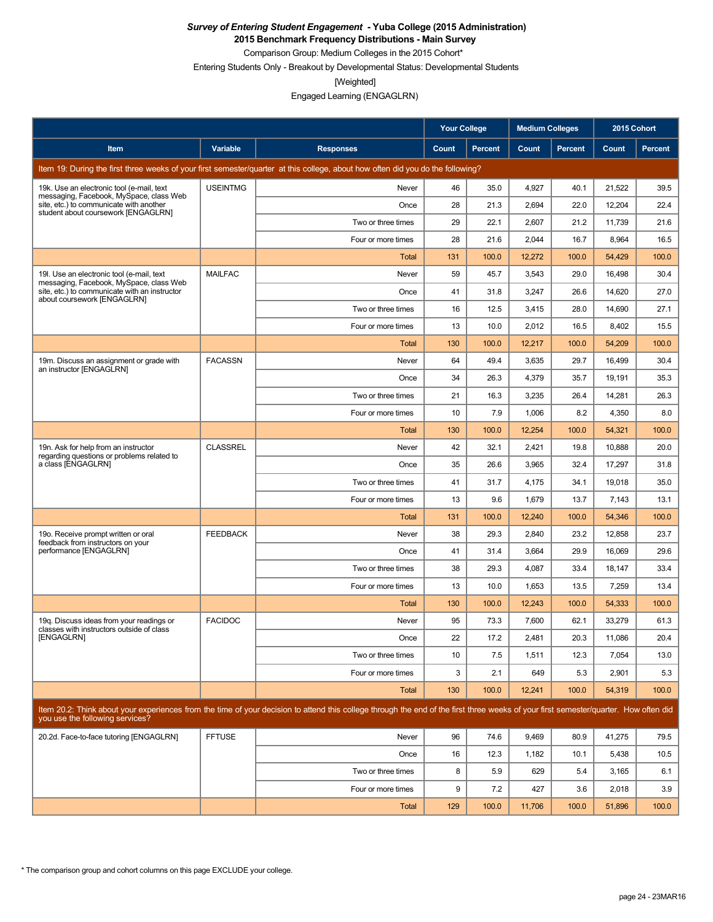***Survey of Entering Student Engagement* - Yuba College (2015 Administration)**

**2015 Benchmark Frequency Distributions - Main Survey**

Comparison Group: Medium Colleges in the 2015 Cohort*

Entering Students Only - Breakout by Developmental Status: Developmental Students

[Weighted]

Engaged Learning (ENGAGLRN)

| Item | Variable | Responses | Your College | | Medium Colleges | | 2015 Cohort | |
|---|---|---|---|---|---|---|---|---|
| | | | Count | Percent | Count | Percent | Count | Percent |
| Item 19: During the first three weeks of your first semester/quarter at this college, about how often did you do the following? | | | | | | | | |
| 19k. Use an electronic tool (e-mail, text messaging, Facebook, MySpace, class Web site, etc.) to communicate with another student about coursework [ENGAGLRN] | USEINTMG | Never | 46 | 35.0 | 4,927 | 40.1 | 21,522 | 39.5 |
| | | Once | 28 | 21.3 | 2,694 | 22.0 | 12,204 | 22.4 |
| | | Two or three times | 29 | 22.1 | 2,607 | 21.2 | 11,739 | 21.6 |
| | | Four or more times | 28 | 21.6 | 2,044 | 16.7 | 8,964 | 16.5 |
| | | Total | 131 | 100.0 | 12,272 | 100.0 | 54,429 | 100.0 |
| 19l. Use an electronic tool (e-mail, text messaging, Facebook, MySpace, class Web site, etc.) to communicate with an instructor about coursework [ENGAGLRN] | MAILFAC | Never | 59 | 45.7 | 3,543 | 29.0 | 16,498 | 30.4 |
| | | Once | 41 | 31.8 | 3,247 | 26.6 | 14,620 | 27.0 |
| | | Two or three times | 16 | 12.5 | 3,415 | 28.0 | 14,690 | 27.1 |
| | | Four or more times | 13 | 10.0 | 2,012 | 16.5 | 8,402 | 15.5 |
| | | Total | 130 | 100.0 | 12,217 | 100.0 | 54,209 | 100.0 |
| 19m. Discuss an assignment or grade with an instructor [ENGAGLRN] | FACASSN | Never | 64 | 49.4 | 3,635 | 29.7 | 16,499 | 30.4 |
| | | Once | 34 | 26.3 | 4,379 | 35.7 | 19,191 | 35.3 |
| | | Two or three times | 21 | 16.3 | 3,235 | 26.4 | 14,281 | 26.3 |
| | | Four or more times | 10 | 7.9 | 1,006 | 8.2 | 4,350 | 8.0 |
| | | Total | 130 | 100.0 | 12,254 | 100.0 | 54,321 | 100.0 |
| 19n. Ask for help from an instructor regarding questions or problems related to a class [ENGAGLRN] | CLASSREL | Never | 42 | 32.1 | 2,421 | 19.8 | 10,888 | 20.0 |
| | | Once | 35 | 26.6 | 3,965 | 32.4 | 17,297 | 31.8 |
| | | Two or three times | 41 | 31.7 | 4,175 | 34.1 | 19,018 | 35.0 |
| | | Four or more times | 13 | 9.6 | 1,679 | 13.7 | 7,143 | 13.1 |
| | | Total | 131 | 100.0 | 12,240 | 100.0 | 54,346 | 100.0 |
| 19o. Receive prompt written or oral feedback from instructors on your performance [ENGAGLRN] | FEEDBACK | Never | 38 | 29.3 | 2,840 | 23.2 | 12,858 | 23.7 |
| | | Once | 41 | 31.4 | 3,664 | 29.9 | 16,069 | 29.6 |
| | | Two or three times | 38 | 29.3 | 4,087 | 33.4 | 18,147 | 33.4 |
| | | Four or more times | 13 | 10.0 | 1,653 | 13.5 | 7,259 | 13.4 |
| | | Total | 130 | 100.0 | 12,243 | 100.0 | 54,333 | 100.0 |
| 19q. Discuss ideas from your readings or classes with instructors outside of class [ENGAGLRN] | FACIDOC | Never | 95 | 73.3 | 7,600 | 62.1 | 33,279 | 61.3 |
| | | Once | 22 | 17.2 | 2,481 | 20.3 | 11,086 | 20.4 |
| | | Two or three times | 10 | 7.5 | 1,511 | 12.3 | 7,054 | 13.0 |
| | | Four or more times | 3 | 2.1 | 649 | 5.3 | 2,901 | 5.3 |
| | | Total | 130 | 100.0 | 12,241 | 100.0 | 54,319 | 100.0 |
| Item 20.2: Think about your experiences from the time of your decision to attend this college through the end of the first three weeks of your first semester/quarter. How often did you use the following services? | | | | | | | | |
| 20.2d. Face-to-face tutoring [ENGAGLRN] | FFTUSE | Never | 96 | 74.6 | 9,469 | 80.9 | 41,275 | 79.5 |
| | | Once | 16 | 12.3 | 1,182 | 10.1 | 5,438 | 10.5 |
| | | Two or three times | 8 | 5.9 | 629 | 5.4 | 3,165 | 6.1 |
| | | Four or more times | 9 | 7.2 | 427 | 3.6 | 2,018 | 3.9 |
| | | Total | 129 | 100.0 | 11,706 | 100.0 | 51,896 | 100.0 |

* The comparison group and cohort columns on this page EXCLUDE your college.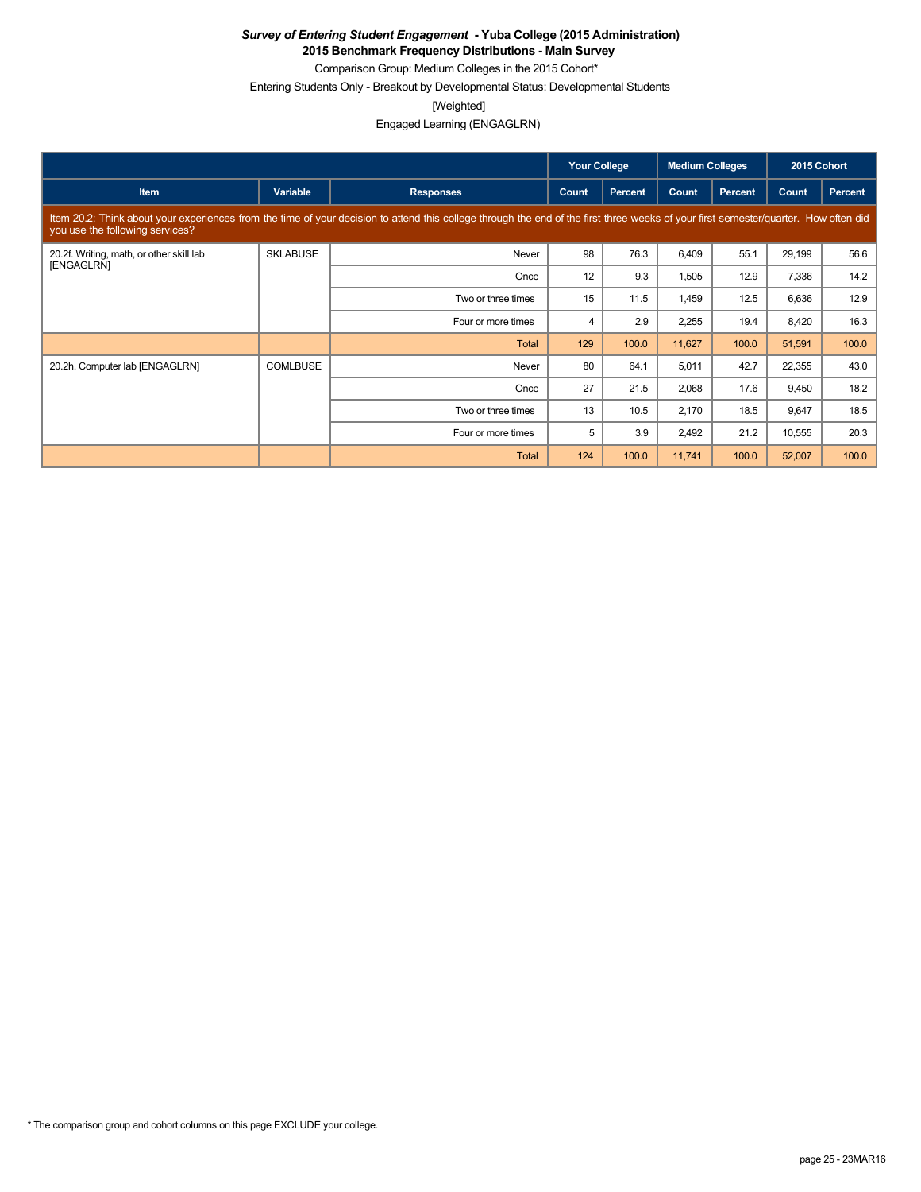***Survey of Entering Student Engagement* - Yuba College (2015 Administration)**

**2015 Benchmark Frequency Distributions - Main Survey**

Comparison Group: Medium Colleges in the 2015 Cohort*

Entering Students Only - Breakout by Developmental Status: Developmental Students

[Weighted]

Engaged Learning (ENGAGLRN)

| | | | Your College | | Medium Colleges | | 2015 Cohort | |
|---|---|---|---|---|---|---|---|---|
| **Item** | **Variable** | **Responses** | **Count** | **Percent** | **Count** | **Percent** | **Count** | **Percent** |
| Item 20.2: Think about your experiences from the time of your decision to attend this college through the end of the first three weeks of your first semester/quarter. How often did you use the following services? | | | | | | | | |
| 20.2f. Writing, math, or other skill lab [ENGAGLRN] | SKLABUSE | Never | 98 | 76.3 | 6,409 | 55.1 | 29,199 | 56.6 |
| | | Once | 12 | 9.3 | 1,505 | 12.9 | 7,336 | 14.2 |
| | | Two or three times | 15 | 11.5 | 1,459 | 12.5 | 6,636 | 12.9 |
| | | Four or more times | 4 | 2.9 | 2,255 | 19.4 | 8,420 | 16.3 |
| | | Total | 129 | 100.0 | 11,627 | 100.0 | 51,591 | 100.0 |
| 20.2h. Computer lab [ENGAGLRN] | COMLBUSE | Never | 80 | 64.1 | 5,011 | 42.7 | 22,355 | 43.0 |
| | | Once | 27 | 21.5 | 2,068 | 17.6 | 9,450 | 18.2 |
| | | Two or three times | 13 | 10.5 | 2,170 | 18.5 | 9,647 | 18.5 |
| | | Four or more times | 5 | 3.9 | 2,492 | 21.2 | 10,555 | 20.3 |
| | | Total | 124 | 100.0 | 11,741 | 100.0 | 52,007 | 100.0 |

* The comparison group and cohort columns on this page EXCLUDE your college.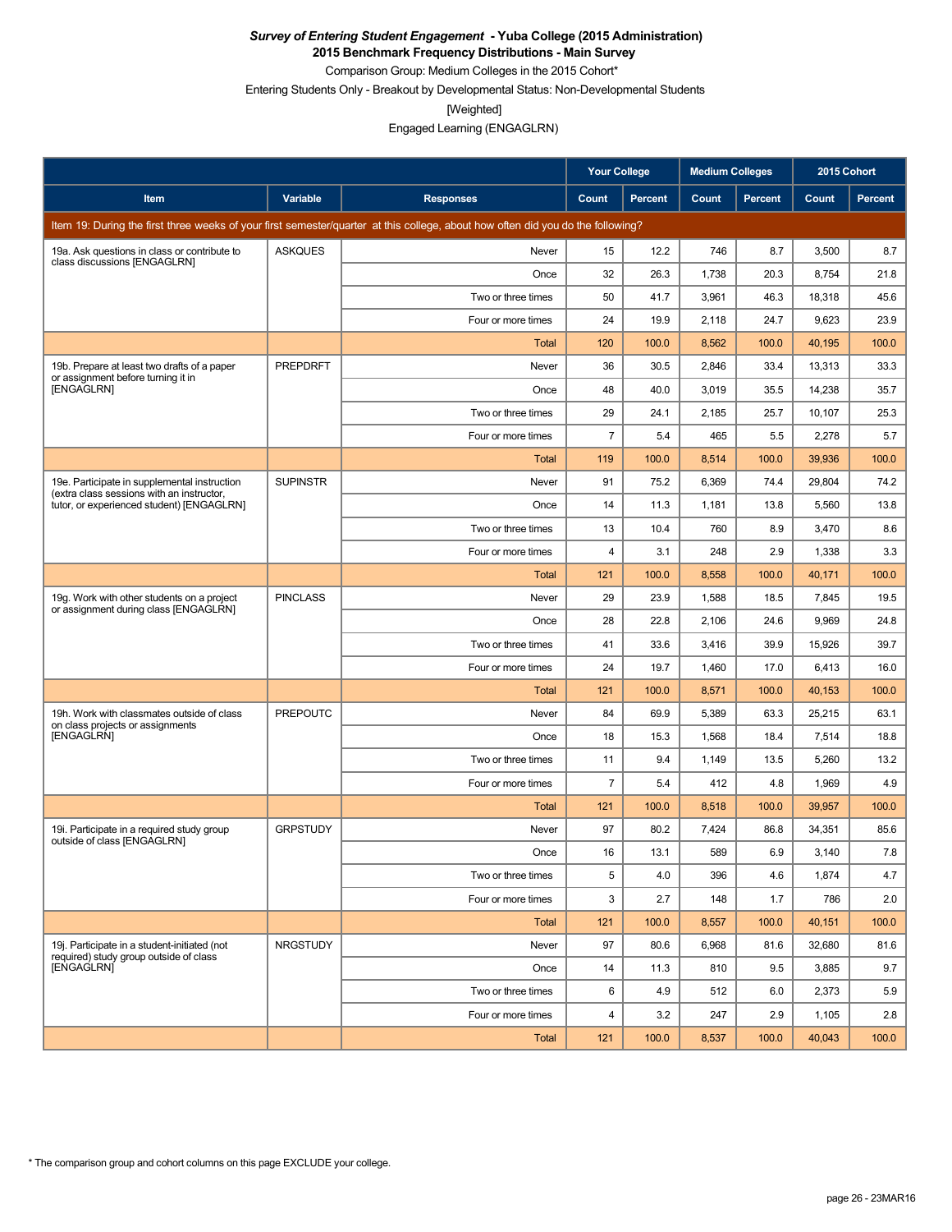***Survey of Entering Student Engagement* - Yuba College (2015 Administration)**
**2015 Benchmark Frequency Distributions - Main Survey**

Comparison Group: Medium Colleges in the 2015 Cohort*

Entering Students Only - Breakout by Developmental Status: Non-Developmental Students

[Weighted]

Engaged Learning (ENGAGLRN)

| Item | Variable | Responses | Your College | | Medium Colleges | | 2015 Cohort | |
|---|---|---|---|---|---|---|---|---|
| | | | Count | Percent | Count | Percent | Count | Percent |
| Item 19: During the first three weeks of your first semester/quarter at this college, about how often did you do the following? | | | | | | | | |
| 19a. Ask questions in class or contribute to class discussions [ENGAGLRN] | ASKQUES | Never | 15 | 12.2 | 746 | 8.7 | 3,500 | 8.7 |
| | | Once | 32 | 26.3 | 1,738 | 20.3 | 8,754 | 21.8 |
| | | Two or three times | 50 | 41.7 | 3,961 | 46.3 | 18,318 | 45.6 |
| | | Four or more times | 24 | 19.9 | 2,118 | 24.7 | 9,623 | 23.9 |
| | | Total | 120 | 100.0 | 8,562 | 100.0 | 40,195 | 100.0 |
| 19b. Prepare at least two drafts of a paper or assignment before turning it in [ENGAGLRN] | PREPDRFT | Never | 36 | 30.5 | 2,846 | 33.4 | 13,313 | 33.3 |
| | | Once | 48 | 40.0 | 3,019 | 35.5 | 14,238 | 35.7 |
| | | Two or three times | 29 | 24.1 | 2,185 | 25.7 | 10,107 | 25.3 |
| | | Four or more times | 7 | 5.4 | 465 | 5.5 | 2,278 | 5.7 |
| | | Total | 119 | 100.0 | 8,514 | 100.0 | 39,936 | 100.0 |
| 19e. Participate in supplemental instruction (extra class sessions with an instructor, tutor, or experienced student) [ENGAGLRN] | SUPINSTR | Never | 91 | 75.2 | 6,369 | 74.4 | 29,804 | 74.2 |
| | | Once | 14 | 11.3 | 1,181 | 13.8 | 5,560 | 13.8 |
| | | Two or three times | 13 | 10.4 | 760 | 8.9 | 3,470 | 8.6 |
| | | Four or more times | 4 | 3.1 | 248 | 2.9 | 1,338 | 3.3 |
| | | Total | 121 | 100.0 | 8,558 | 100.0 | 40,171 | 100.0 |
| 19g. Work with other students on a project or assignment during class [ENGAGLRN] | PINCLASS | Never | 29 | 23.9 | 1,588 | 18.5 | 7,845 | 19.5 |
| | | Once | 28 | 22.8 | 2,106 | 24.6 | 9,969 | 24.8 |
| | | Two or three times | 41 | 33.6 | 3,416 | 39.9 | 15,926 | 39.7 |
| | | Four or more times | 24 | 19.7 | 1,460 | 17.0 | 6,413 | 16.0 |
| | | Total | 121 | 100.0 | 8,571 | 100.0 | 40,153 | 100.0 |
| 19h. Work with classmates outside of class on class projects or assignments [ENGAGLRN] | PREPOUTC | Never | 84 | 69.9 | 5,389 | 63.3 | 25,215 | 63.1 |
| | | Once | 18 | 15.3 | 1,568 | 18.4 | 7,514 | 18.8 |
| | | Two or three times | 11 | 9.4 | 1,149 | 13.5 | 5,260 | 13.2 |
| | | Four or more times | 7 | 5.4 | 412 | 4.8 | 1,969 | 4.9 |
| | | Total | 121 | 100.0 | 8,518 | 100.0 | 39,957 | 100.0 |
| 19i. Participate in a required study group outside of class [ENGAGLRN] | GRPSTUDY | Never | 97 | 80.2 | 7,424 | 86.8 | 34,351 | 85.6 |
| | | Once | 16 | 13.1 | 589 | 6.9 | 3,140 | 7.8 |
| | | Two or three times | 5 | 4.0 | 396 | 4.6 | 1,874 | 4.7 |
| | | Four or more times | 3 | 2.7 | 148 | 1.7 | 786 | 2.0 |
| | | Total | 121 | 100.0 | 8,557 | 100.0 | 40,151 | 100.0 |
| 19j. Participate in a student-initiated (not required) study group outside of class [ENGAGLRN] | NRGSTUDY | Never | 97 | 80.6 | 6,968 | 81.6 | 32,680 | 81.6 |
| | | Once | 14 | 11.3 | 810 | 9.5 | 3,885 | 9.7 |
| | | Two or three times | 6 | 4.9 | 512 | 6.0 | 2,373 | 5.9 |
| | | Four or more times | 4 | 3.2 | 247 | 2.9 | 1,105 | 2.8 |
| | | Total | 121 | 100.0 | 8,537 | 100.0 | 40,043 | 100.0 |

* The comparison group and cohort columns on this page EXCLUDE your college.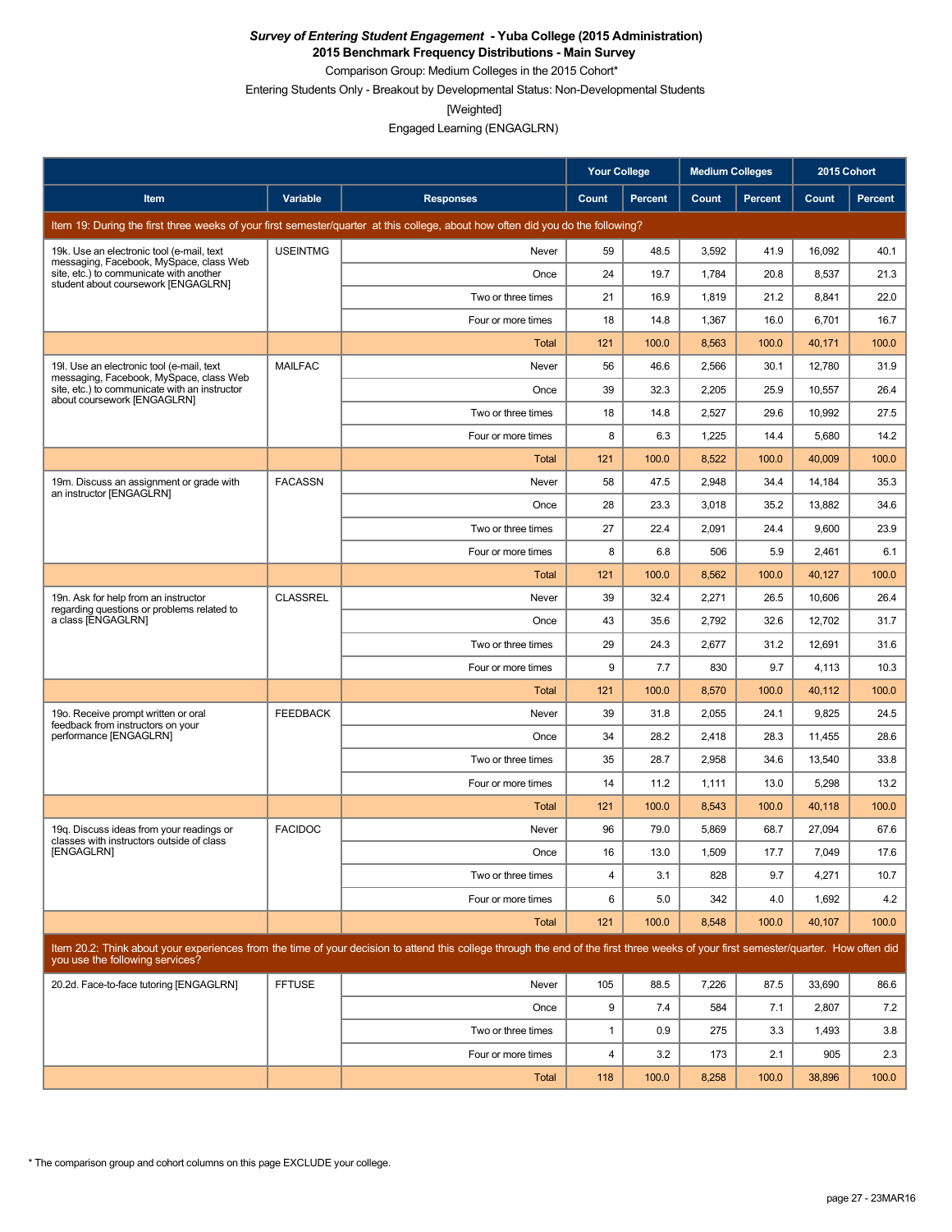***Survey of Entering Student Engagement* - Yuba College (2015 Administration)**
**2015 Benchmark Frequency Distributions - Main Survey**
Comparison Group: Medium Colleges in the 2015 Cohort*
Entering Students Only - Breakout by Developmental Status: Non-Developmental Students
[Weighted]
Engaged Learning (ENGAGLRN)

| | | | Your College | | Medium Colleges | | 2015 Cohort | |
|---|---|---|---|---|---|---|---|---|
| **Item** | **Variable** | **Responses** | **Count** | **Percent** | **Count** | **Percent** | **Count** | **Percent** |
| Item 19: During the first three weeks of your first semester/quarter at this college, about how often did you do the following? | | | | | | | | |
| 19k. Use an electronic tool (e-mail, text messaging, Facebook, MySpace, class Web site, etc.) to communicate with another student about coursework [ENGAGLRN] | USEINTMG | Never | 59 | 48.5 | 3,592 | 41.9 | 16,092 | 40.1 |
| | | Once | 24 | 19.7 | 1,784 | 20.8 | 8,537 | 21.3 |
| | | Two or three times | 21 | 16.9 | 1,819 | 21.2 | 8,841 | 22.0 |
| | | Four or more times | 18 | 14.8 | 1,367 | 16.0 | 6,701 | 16.7 |
| | | Total | 121 | 100.0 | 8,563 | 100.0 | 40,171 | 100.0 |
| 19l. Use an electronic tool (e-mail, text messaging, Facebook, MySpace, class Web site, etc.) to communicate with an instructor about coursework [ENGAGLRN] | MAILFAC | Never | 56 | 46.6 | 2,566 | 30.1 | 12,780 | 31.9 |
| | | Once | 39 | 32.3 | 2,205 | 25.9 | 10,557 | 26.4 |
| | | Two or three times | 18 | 14.8 | 2,527 | 29.6 | 10,992 | 27.5 |
| | | Four or more times | 8 | 6.3 | 1,225 | 14.4 | 5,680 | 14.2 |
| | | Total | 121 | 100.0 | 8,522 | 100.0 | 40,009 | 100.0 |
| 19m. Discuss an assignment or grade with an instructor [ENGAGLRN] | FACASSN | Never | 58 | 47.5 | 2,948 | 34.4 | 14,184 | 35.3 |
| | | Once | 28 | 23.3 | 3,018 | 35.2 | 13,882 | 34.6 |
| | | Two or three times | 27 | 22.4 | 2,091 | 24.4 | 9,600 | 23.9 |
| | | Four or more times | 8 | 6.8 | 506 | 5.9 | 2,461 | 6.1 |
| | | Total | 121 | 100.0 | 8,562 | 100.0 | 40,127 | 100.0 |
| 19n. Ask for help from an instructor regarding questions or problems related to a class [ENGAGLRN] | CLASSREL | Never | 39 | 32.4 | 2,271 | 26.5 | 10,606 | 26.4 |
| | | Once | 43 | 35.6 | 2,792 | 32.6 | 12,702 | 31.7 |
| | | Two or three times | 29 | 24.3 | 2,677 | 31.2 | 12,691 | 31.6 |
| | | Four or more times | 9 | 7.7 | 830 | 9.7 | 4,113 | 10.3 |
| | | Total | 121 | 100.0 | 8,570 | 100.0 | 40,112 | 100.0 |
| 19o. Receive prompt written or oral feedback from instructors on your performance [ENGAGLRN] | FEEDBACK | Never | 39 | 31.8 | 2,055 | 24.1 | 9,825 | 24.5 |
| | | Once | 34 | 28.2 | 2,418 | 28.3 | 11,455 | 28.6 |
| | | Two or three times | 35 | 28.7 | 2,958 | 34.6 | 13,540 | 33.8 |
| | | Four or more times | 14 | 11.2 | 1,111 | 13.0 | 5,298 | 13.2 |
| | | Total | 121 | 100.0 | 8,543 | 100.0 | 40,118 | 100.0 |
| 19q. Discuss ideas from your readings or classes with instructors outside of class [ENGAGLRN] | FACIDOC | Never | 96 | 79.0 | 5,869 | 68.7 | 27,094 | 67.6 |
| | | Once | 16 | 13.0 | 1,509 | 17.7 | 7,049 | 17.6 |
| | | Two or three times | 4 | 3.1 | 828 | 9.7 | 4,271 | 10.7 |
| | | Four or more times | 6 | 5.0 | 342 | 4.0 | 1,692 | 4.2 |
| | | Total | 121 | 100.0 | 8,548 | 100.0 | 40,107 | 100.0 |
| Item 20.2: Think about your experiences from the time of your decision to attend this college through the end of the first three weeks of your first semester/quarter. How often did you use the following services? | | | | | | | | |
| 20.2d. Face-to-face tutoring [ENGAGLRN] | FFTUSE | Never | 105 | 88.5 | 7,226 | 87.5 | 33,690 | 86.6 |
| | | Once | 9 | 7.4 | 584 | 7.1 | 2,807 | 7.2 |
| | | Two or three times | 1 | 0.9 | 275 | 3.3 | 1,493 | 3.8 |
| | | Four or more times | 4 | 3.2 | 173 | 2.1 | 905 | 2.3 |
| | | Total | 118 | 100.0 | 8,258 | 100.0 | 38,896 | 100.0 |

* The comparison group and cohort columns on this page EXCLUDE your college.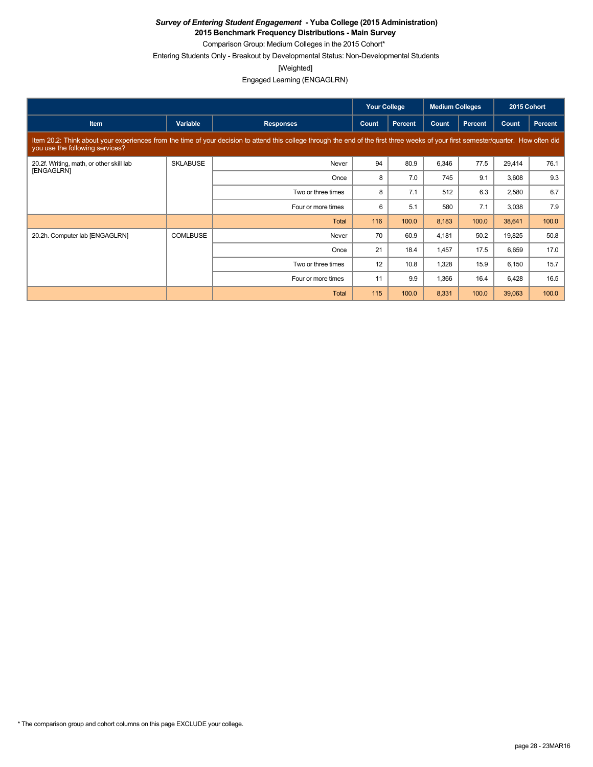***Survey of Entering Student Engagement* - Yuba College (2015 Administration)**
**2015 Benchmark Frequency Distributions - Main Survey**
Comparison Group: Medium Colleges in the 2015 Cohort*
Entering Students Only - Breakout by Developmental Status: Non-Developmental Students
[Weighted]
Engaged Learning (ENGAGLRN)

| | | | Your College | | Medium Colleges | | 2015 Cohort | |
|---|---|---|---|---|---|---|---|---|
| **Item** | **Variable** | **Responses** | **Count** | **Percent** | **Count** | **Percent** | **Count** | **Percent** |
| Item 20.2: Think about your experiences from the time of your decision to attend this college through the end of the first three weeks of your first semester/quarter. How often did you use the following services? | | | | | | | | |
| 20.2f. Writing, math, or other skill lab [ENGAGLRN] | SKLABUSE | Never | 94 | 80.9 | 6,346 | 77.5 | 29,414 | 76.1 |
| | | Once | 8 | 7.0 | 745 | 9.1 | 3,608 | 9.3 |
| | | Two or three times | 8 | 7.1 | 512 | 6.3 | 2,580 | 6.7 |
| | | Four or more times | 6 | 5.1 | 580 | 7.1 | 3,038 | 7.9 |
| | | Total | 116 | 100.0 | 8,183 | 100.0 | 38,641 | 100.0 |
| 20.2h. Computer lab [ENGAGLRN] | COMLBUSE | Never | 70 | 60.9 | 4,181 | 50.2 | 19,825 | 50.8 |
| | | Once | 21 | 18.4 | 1,457 | 17.5 | 6,659 | 17.0 |
| | | Two or three times | 12 | 10.8 | 1,328 | 15.9 | 6,150 | 15.7 |
| | | Four or more times | 11 | 9.9 | 1,366 | 16.4 | 6,428 | 16.5 |
| | | Total | 115 | 100.0 | 8,331 | 100.0 | 39,063 | 100.0 |

* The comparison group and cohort columns on this page EXCLUDE your college.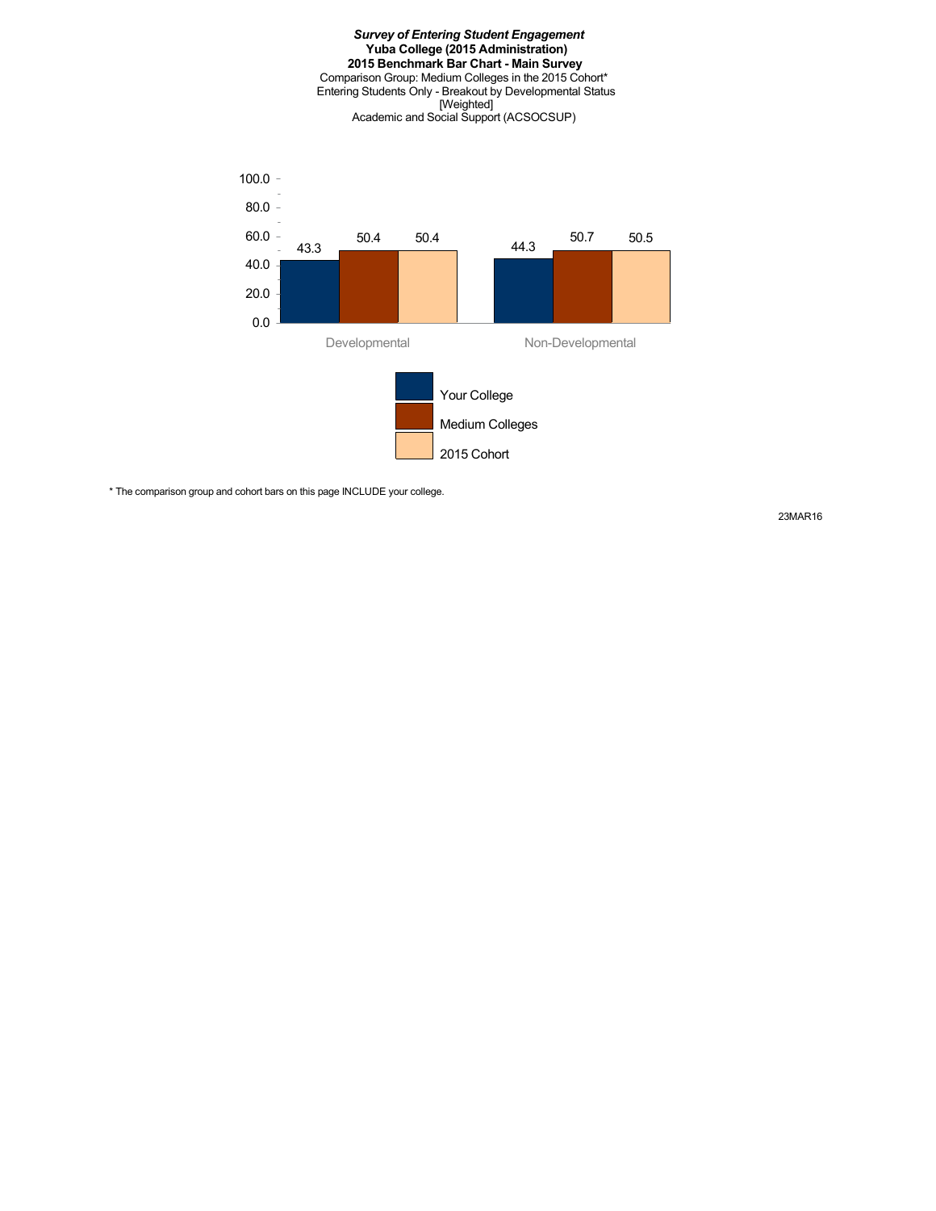***Survey of Entering Student Engagement***
**Yuba College (2015 Administration)**
**2015 Benchmark Bar Chart - Main Survey**
Comparison Group: Medium Colleges in the 2015 Cohort*
Entering Students Only - Breakout by Developmental Status
[Weighted]
Academic and Social Support (ACSOCSUP)

| | Your College | Medium Colleges | 2015 Cohort |
|---|---|---|---|
| Developmental | 43.3 | 50.4 | 50.4 |
| Non-Developmental | 44.3 | 50.7 | 50.5 |

\* The comparison group and cohort bars on this page INCLUDE your college.

23MAR16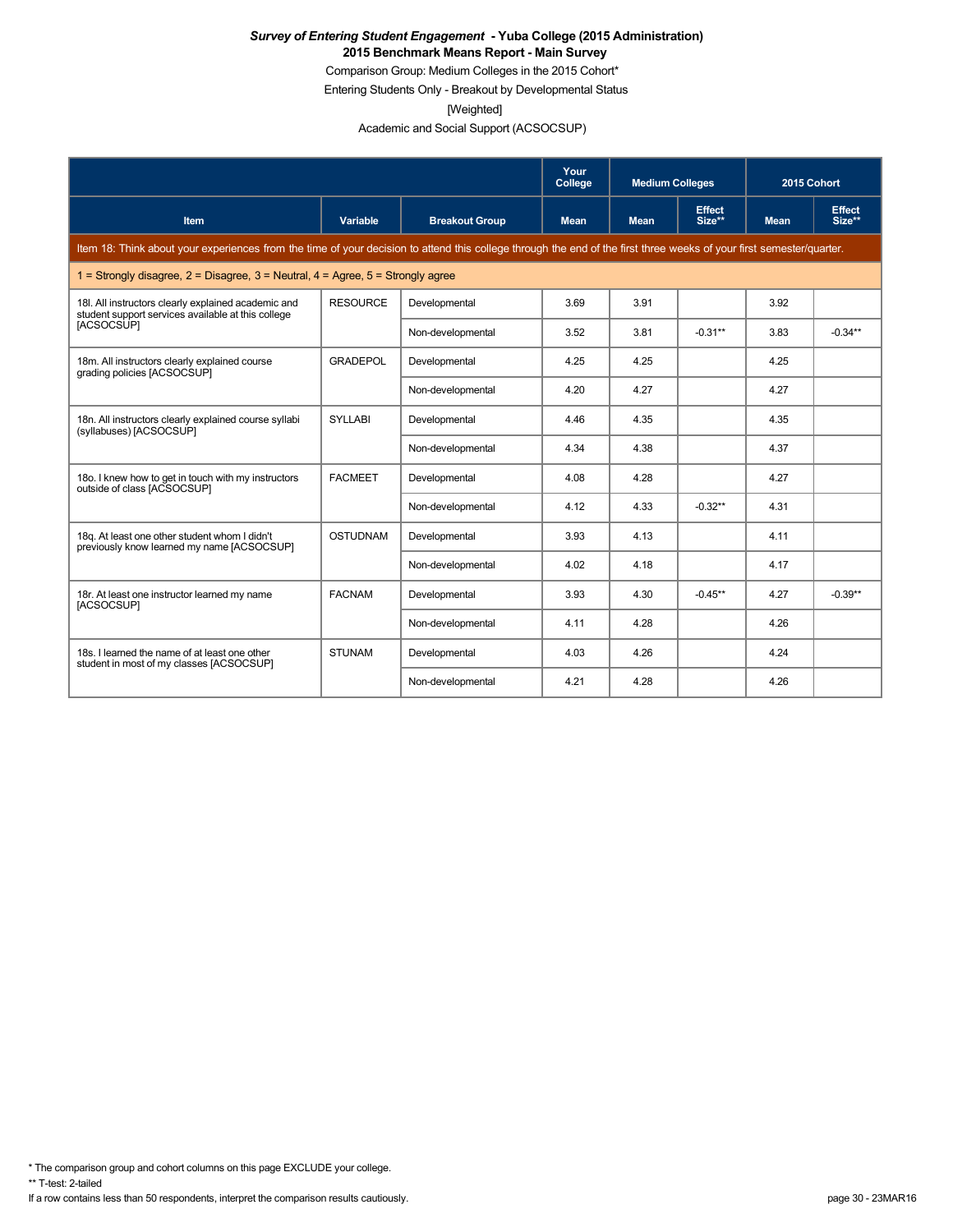***Survey of Entering Student Engagement* - Yuba College (2015 Administration)**
**2015 Benchmark Means Report - Main Survey**

Comparison Group: Medium Colleges in the 2015 Cohort*

Entering Students Only - Breakout by Developmental Status

[Weighted]

Academic and Social Support (ACSOCSUP)

| | | | Your College | Medium Colleges | | 2015 Cohort | |
|---|---|---|---|---|---|---|---|
| Item | Variable | Breakout Group | Mean | Mean | Effect Size** | Mean | Effect Size** |
| Item 18: Think about your experiences from the time of your decision to attend this college through the end of the first three weeks of your first semester/quarter. | | | | | | | |
| 1 = Strongly disagree, 2 = Disagree, 3 = Neutral, 4 = Agree, 5 = Strongly agree | | | | | | | |
| 18l. All instructors clearly explained academic and student support services available at this college [ACSOCSUP] | RESOURCE | Developmental | 3.69 | 3.91 | | 3.92 | |
| | | Non-developmental | 3.52 | 3.81 | -0.31** | 3.83 | -0.34** |
| 18m. All instructors clearly explained course grading policies [ACSOCSUP] | GRADEPOL | Developmental | 4.25 | 4.25 | | 4.25 | |
| | | Non-developmental | 4.20 | 4.27 | | 4.27 | |
| 18n. All instructors clearly explained course syllabi (syllabuses) [ACSOCSUP] | SYLLABI | Developmental | 4.46 | 4.35 | | 4.35 | |
| | | Non-developmental | 4.34 | 4.38 | | 4.37 | |
| 18o. I knew how to get in touch with my instructors outside of class [ACSOCSUP] | FACMEET | Developmental | 4.08 | 4.28 | | 4.27 | |
| | | Non-developmental | 4.12 | 4.33 | -0.32** | 4.31 | |
| 18q. At least one other student whom I didn't previously know learned my name [ACSOCSUP] | OSTUDNAM | Developmental | 3.93 | 4.13 | | 4.11 | |
| | | Non-developmental | 4.02 | 4.18 | | 4.17 | |
| 18r. At least one instructor learned my name [ACSOCSUP] | FACNAM | Developmental | 3.93 | 4.30 | -0.45** | 4.27 | -0.39** |
| | | Non-developmental | 4.11 | 4.28 | | 4.26 | |
| 18s. I learned the name of at least one other student in most of my classes [ACSOCSUP] | STUNAM | Developmental | 4.03 | 4.26 | | 4.24 | |
| | | Non-developmental | 4.21 | 4.28 | | 4.26 | |

\* The comparison group and cohort columns on this page EXCLUDE your college.

** T-test: 2-tailed

If a row contains less than 50 respondents, interpret the comparison results cautiously.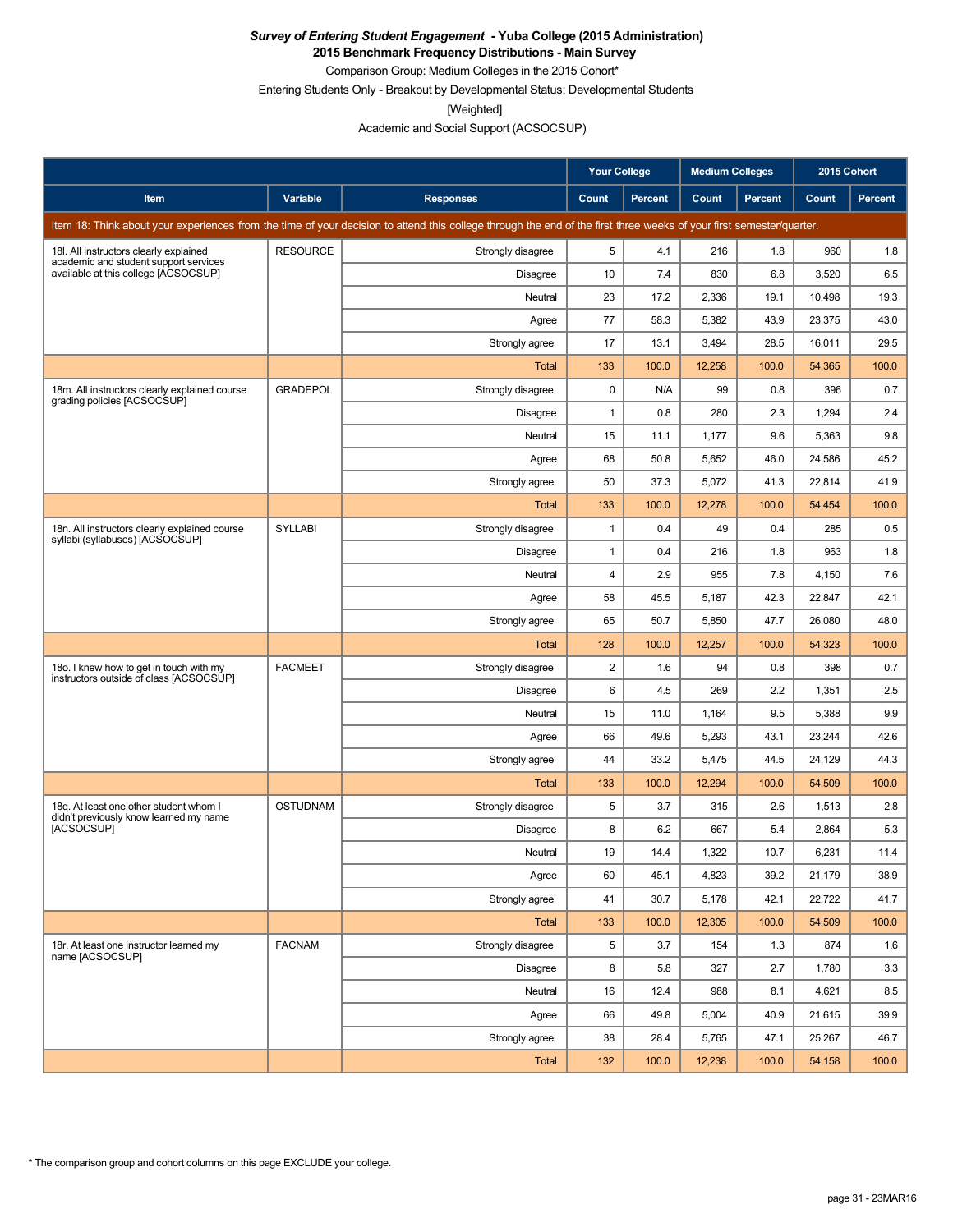***Survey of Entering Student Engagement* - Yuba College (2015 Administration)**

**2015 Benchmark Frequency Distributions - Main Survey**

Comparison Group: Medium Colleges in the 2015 Cohort*

Entering Students Only - Breakout by Developmental Status: Developmental Students

[Weighted]

Academic and Social Support (ACSOCSUP)

| | | | Your College | | Medium Colleges | | 2015 Cohort | |
|---|---|---|---|---|---|---|---|---|
| **Item** | **Variable** | **Responses** | **Count** | **Percent** | **Count** | **Percent** | **Count** | **Percent** |
| Item 18: Think about your experiences from the time of your decision to attend this college through the end of the first three weeks of your first semester/quarter. | | | | | | | | |
| 18l. All instructors clearly explained academic and student support services available at this college [ACSOCSUP] | RESOURCE | Strongly disagree | 5 | 4.1 | 216 | 1.8 | 960 | 1.8 |
| | | Disagree | 10 | 7.4 | 830 | 6.8 | 3,520 | 6.5 |
| | | Neutral | 23 | 17.2 | 2,336 | 19.1 | 10,498 | 19.3 |
| | | Agree | 77 | 58.3 | 5,382 | 43.9 | 23,375 | 43.0 |
| | | Strongly agree | 17 | 13.1 | 3,494 | 28.5 | 16,011 | 29.5 |
| | | Total | 133 | 100.0 | 12,258 | 100.0 | 54,365 | 100.0 |
| 18m. All instructors clearly explained course grading policies [ACSOCSUP] | GRADEPOL | Strongly disagree | 0 | N/A | 99 | 0.8 | 396 | 0.7 |
| | | Disagree | 1 | 0.8 | 280 | 2.3 | 1,294 | 2.4 |
| | | Neutral | 15 | 11.1 | 1,177 | 9.6 | 5,363 | 9.8 |
| | | Agree | 68 | 50.8 | 5,652 | 46.0 | 24,586 | 45.2 |
| | | Strongly agree | 50 | 37.3 | 5,072 | 41.3 | 22,814 | 41.9 |
| | | Total | 133 | 100.0 | 12,278 | 100.0 | 54,454 | 100.0 |
| 18n. All instructors clearly explained course syllabi (syllabuses) [ACSOCSUP] | SYLLABI | Strongly disagree | 1 | 0.4 | 49 | 0.4 | 285 | 0.5 |
| | | Disagree | 1 | 0.4 | 216 | 1.8 | 963 | 1.8 |
| | | Neutral | 4 | 2.9 | 955 | 7.8 | 4,150 | 7.6 |
| | | Agree | 58 | 45.5 | 5,187 | 42.3 | 22,847 | 42.1 |
| | | Strongly agree | 65 | 50.7 | 5,850 | 47.7 | 26,080 | 48.0 |
| | | Total | 128 | 100.0 | 12,257 | 100.0 | 54,323 | 100.0 |
| 18o. I knew how to get in touch with my instructors outside of class [ACSOCSUP] | FACMEET | Strongly disagree | 2 | 1.6 | 94 | 0.8 | 398 | 0.7 |
| | | Disagree | 6 | 4.5 | 269 | 2.2 | 1,351 | 2.5 |
| | | Neutral | 15 | 11.0 | 1,164 | 9.5 | 5,388 | 9.9 |
| | | Agree | 66 | 49.6 | 5,293 | 43.1 | 23,244 | 42.6 |
| | | Strongly agree | 44 | 33.2 | 5,475 | 44.5 | 24,129 | 44.3 |
| | | Total | 133 | 100.0 | 12,294 | 100.0 | 54,509 | 100.0 |
| 18q. At least one other student whom I didn't previously know learned my name [ACSOCSUP] | OSTUDNAM | Strongly disagree | 5 | 3.7 | 315 | 2.6 | 1,513 | 2.8 |
| | | Disagree | 8 | 6.2 | 667 | 5.4 | 2,864 | 5.3 |
| | | Neutral | 19 | 14.4 | 1,322 | 10.7 | 6,231 | 11.4 |
| | | Agree | 60 | 45.1 | 4,823 | 39.2 | 21,179 | 38.9 |
| | | Strongly agree | 41 | 30.7 | 5,178 | 42.1 | 22,722 | 41.7 |
| | | Total | 133 | 100.0 | 12,305 | 100.0 | 54,509 | 100.0 |
| 18r. At least one instructor learned my name [ACSOCSUP] | FACNAM | Strongly disagree | 5 | 3.7 | 154 | 1.3 | 874 | 1.6 |
| | | Disagree | 8 | 5.8 | 327 | 2.7 | 1,780 | 3.3 |
| | | Neutral | 16 | 12.4 | 988 | 8.1 | 4,621 | 8.5 |
| | | Agree | 66 | 49.8 | 5,004 | 40.9 | 21,615 | 39.9 |
| | | Strongly agree | 38 | 28.4 | 5,765 | 47.1 | 25,267 | 46.7 |
| | | Total | 132 | 100.0 | 12,238 | 100.0 | 54,158 | 100.0 |

* The comparison group and cohort columns on this page EXCLUDE your college.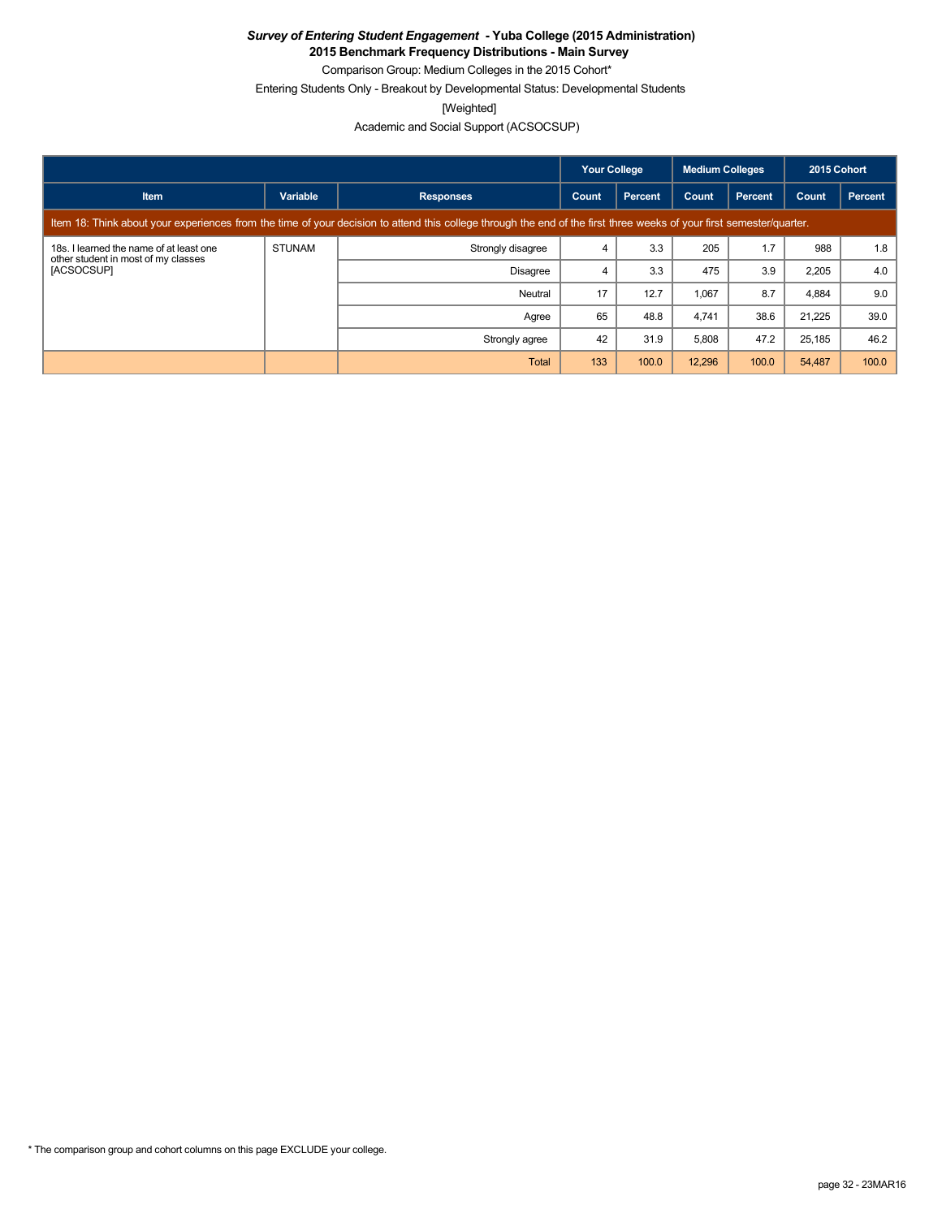***Survey of Entering Student Engagement* - Yuba College (2015 Administration)**

**2015 Benchmark Frequency Distributions - Main Survey**

Comparison Group: Medium Colleges in the 2015 Cohort*

Entering Students Only - Breakout by Developmental Status: Developmental Students

[Weighted]

Academic and Social Support (ACSOCSUP)

| | | | Your College | | Medium Colleges | | 2015 Cohort | |
|---|---|---|---|---|---|---|---|---|
| **Item** | **Variable** | **Responses** | **Count** | **Percent** | **Count** | **Percent** | **Count** | **Percent** |
| Item 18: Think about your experiences from the time of your decision to attend this college through the end of the first three weeks of your first semester/quarter. | | | | | | | | |
| 18s. I learned the name of at least one other student in most of my classes [ACSOCSUP] | STUNAM | Strongly disagree | 4 | 3.3 | 205 | 1.7 | 988 | 1.8 |
| | | Disagree | 4 | 3.3 | 475 | 3.9 | 2,205 | 4.0 |
| | | Neutral | 17 | 12.7 | 1,067 | 8.7 | 4,884 | 9.0 |
| | | Agree | 65 | 48.8 | 4,741 | 38.6 | 21,225 | 39.0 |
| | | Strongly agree | 42 | 31.9 | 5,808 | 47.2 | 25,185 | 46.2 |
| | | Total | 133 | 100.0 | 12,296 | 100.0 | 54,487 | 100.0 |

* The comparison group and cohort columns on this page EXCLUDE your college.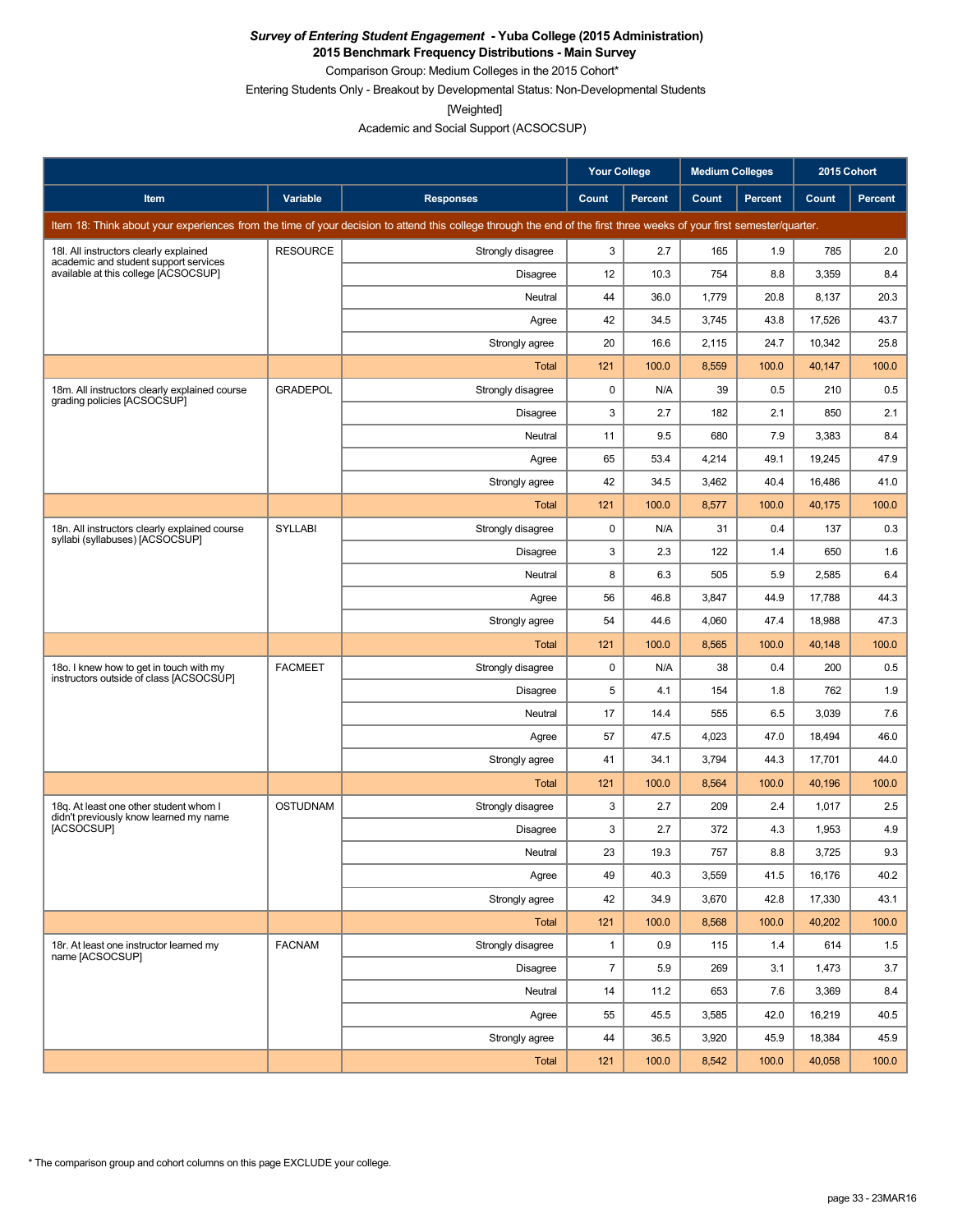***Survey of Entering Student Engagement* - Yuba College (2015 Administration)**
**2015 Benchmark Frequency Distributions - Main Survey**
Comparison Group: Medium Colleges in the 2015 Cohort*
Entering Students Only - Breakout by Developmental Status: Non-Developmental Students
[Weighted]
Academic and Social Support (ACSOCSUP)

| | | | Your College | | Medium Colleges | | 2015 Cohort | |
|---|---|---|---|---|---|---|---|---|
| Item | Variable | Responses | Count | Percent | Count | Percent | Count | Percent |
| Item 18: Think about your experiences from the time of your decision to attend this college through the end of the first three weeks of your first semester/quarter. | | | | | | | | |
| 18l. All instructors clearly explained academic and student support services available at this college [ACSOCSUP] | RESOURCE | Strongly disagree | 3 | 2.7 | 165 | 1.9 | 785 | 2.0 |
| | | Disagree | 12 | 10.3 | 754 | 8.8 | 3,359 | 8.4 |
| | | Neutral | 44 | 36.0 | 1,779 | 20.8 | 8,137 | 20.3 |
| | | Agree | 42 | 34.5 | 3,745 | 43.8 | 17,526 | 43.7 |
| | | Strongly agree | 20 | 16.6 | 2,115 | 24.7 | 10,342 | 25.8 |
| | | Total | 121 | 100.0 | 8,559 | 100.0 | 40,147 | 100.0 |
| 18m. All instructors clearly explained course grading policies [ACSOCSUP] | GRADEPOL | Strongly disagree | 0 | N/A | 39 | 0.5 | 210 | 0.5 |
| | | Disagree | 3 | 2.7 | 182 | 2.1 | 850 | 2.1 |
| | | Neutral | 11 | 9.5 | 680 | 7.9 | 3,383 | 8.4 |
| | | Agree | 65 | 53.4 | 4,214 | 49.1 | 19,245 | 47.9 |
| | | Strongly agree | 42 | 34.5 | 3,462 | 40.4 | 16,486 | 41.0 |
| | | Total | 121 | 100.0 | 8,577 | 100.0 | 40,175 | 100.0 |
| 18n. All instructors clearly explained course syllabi (syllabuses) [ACSOCSUP] | SYLLABI | Strongly disagree | 0 | N/A | 31 | 0.4 | 137 | 0.3 |
| | | Disagree | 3 | 2.3 | 122 | 1.4 | 650 | 1.6 |
| | | Neutral | 8 | 6.3 | 505 | 5.9 | 2,585 | 6.4 |
| | | Agree | 56 | 46.8 | 3,847 | 44.9 | 17,788 | 44.3 |
| | | Strongly agree | 54 | 44.6 | 4,060 | 47.4 | 18,988 | 47.3 |
| | | Total | 121 | 100.0 | 8,565 | 100.0 | 40,148 | 100.0 |
| 18o. I knew how to get in touch with my instructors outside of class [ACSOCSUP] | FACMEET | Strongly disagree | 0 | N/A | 38 | 0.4 | 200 | 0.5 |
| | | Disagree | 5 | 4.1 | 154 | 1.8 | 762 | 1.9 |
| | | Neutral | 17 | 14.4 | 555 | 6.5 | 3,039 | 7.6 |
| | | Agree | 57 | 47.5 | 4,023 | 47.0 | 18,494 | 46.0 |
| | | Strongly agree | 41 | 34.1 | 3,794 | 44.3 | 17,701 | 44.0 |
| | | Total | 121 | 100.0 | 8,564 | 100.0 | 40,196 | 100.0 |
| 18q. At least one other student whom I didn't previously know learned my name [ACSOCSUP] | OSTUDNAM | Strongly disagree | 3 | 2.7 | 209 | 2.4 | 1,017 | 2.5 |
| | | Disagree | 3 | 2.7 | 372 | 4.3 | 1,953 | 4.9 |
| | | Neutral | 23 | 19.3 | 757 | 8.8 | 3,725 | 9.3 |
| | | Agree | 49 | 40.3 | 3,559 | 41.5 | 16,176 | 40.2 |
| | | Strongly agree | 42 | 34.9 | 3,670 | 42.8 | 17,330 | 43.1 |
| | | Total | 121 | 100.0 | 8,568 | 100.0 | 40,202 | 100.0 |
| 18r. At least one instructor learned my name [ACSOCSUP] | FACNAM | Strongly disagree | 1 | 0.9 | 115 | 1.4 | 614 | 1.5 |
| | | Disagree | 7 | 5.9 | 269 | 3.1 | 1,473 | 3.7 |
| | | Neutral | 14 | 11.2 | 653 | 7.6 | 3,369 | 8.4 |
| | | Agree | 55 | 45.5 | 3,585 | 42.0 | 16,219 | 40.5 |
| | | Strongly agree | 44 | 36.5 | 3,920 | 45.9 | 18,384 | 45.9 |
| | | Total | 121 | 100.0 | 8,542 | 100.0 | 40,058 | 100.0 |

* The comparison group and cohort columns on this page EXCLUDE your college.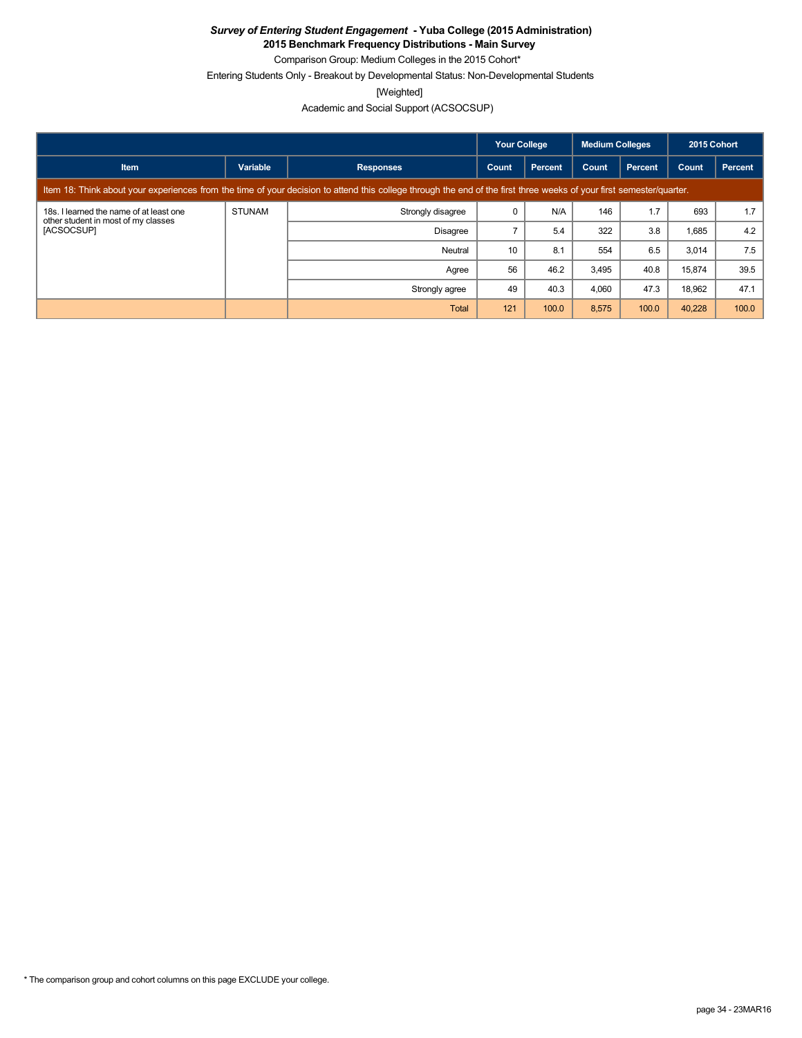***Survey of Entering Student Engagement* - Yuba College (2015 Administration)**
**2015 Benchmark Frequency Distributions - Main Survey**

Comparison Group: Medium Colleges in the 2015 Cohort*

Entering Students Only - Breakout by Developmental Status: Non-Developmental Students

[Weighted]

Academic and Social Support (ACSOCSUP)

| | | | Your College | | Medium Colleges | | 2015 Cohort | |
|---|---|---|---|---|---|---|---|---|
| **Item** | **Variable** | **Responses** | **Count** | **Percent** | **Count** | **Percent** | **Count** | **Percent** |
| Item 18: Think about your experiences from the time of your decision to attend this college through the end of the first three weeks of your first semester/quarter. | | | | | | | | |
| 18s. I learned the name of at least one other student in most of my classes [ACSOCSUP] | STUNAM | Strongly disagree | 0 | N/A | 146 | 1.7 | 693 | 1.7 |
| | | Disagree | 7 | 5.4 | 322 | 3.8 | 1,685 | 4.2 |
| | | Neutral | 10 | 8.1 | 554 | 6.5 | 3,014 | 7.5 |
| | | Agree | 56 | 46.2 | 3,495 | 40.8 | 15,874 | 39.5 |
| | | Strongly agree | 49 | 40.3 | 4,060 | 47.3 | 18,962 | 47.1 |
| | | Total | 121 | 100.0 | 8,575 | 100.0 | 40,228 | 100.0 |

* The comparison group and cohort columns on this page EXCLUDE your college.